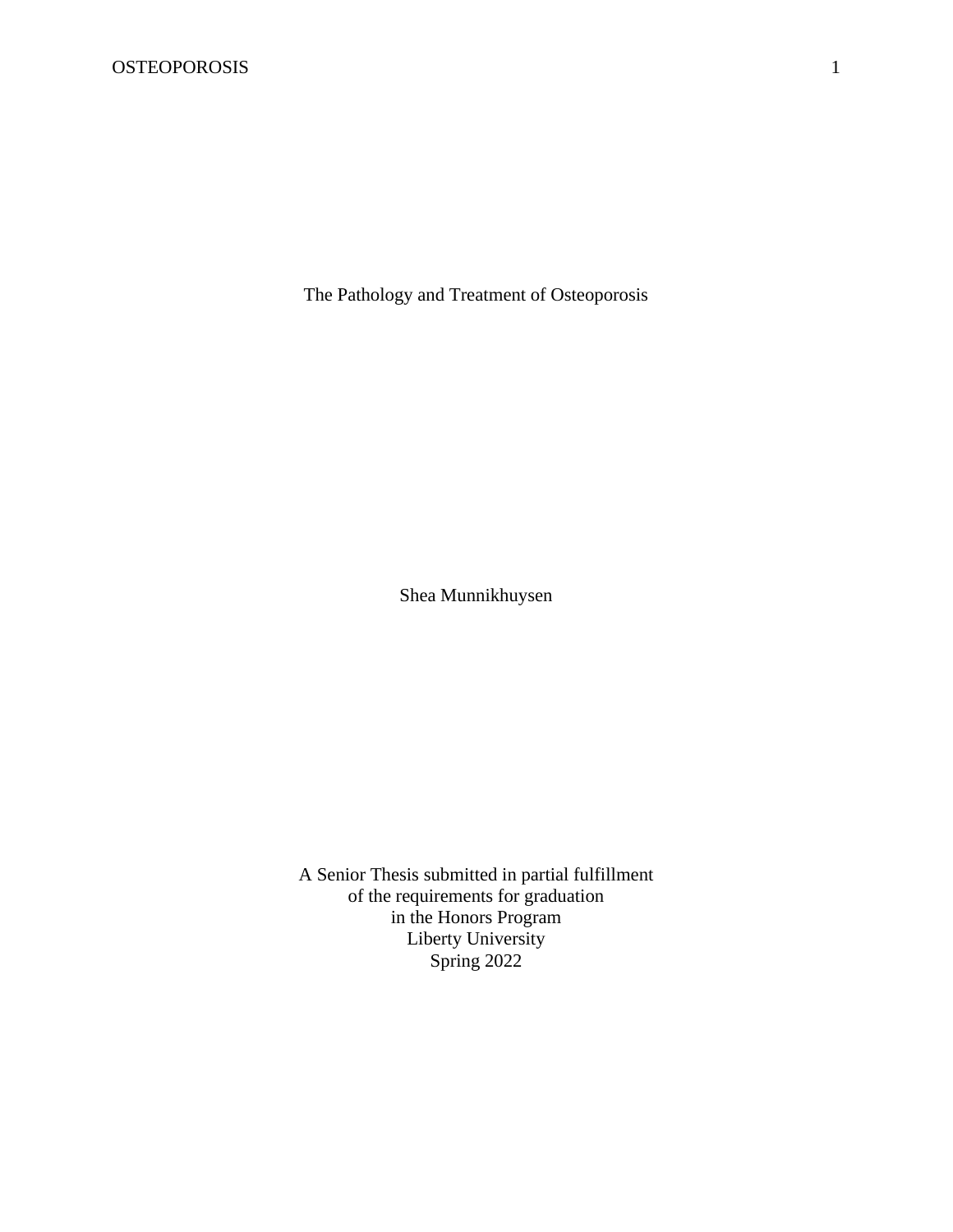# The Pathology and Treatment of Osteoporosis

Shea Munnikhuysen

A Senior Thesis submitted in partial fulfillment
of the requirements for graduation
in the Honors Program
Liberty University
Spring 2022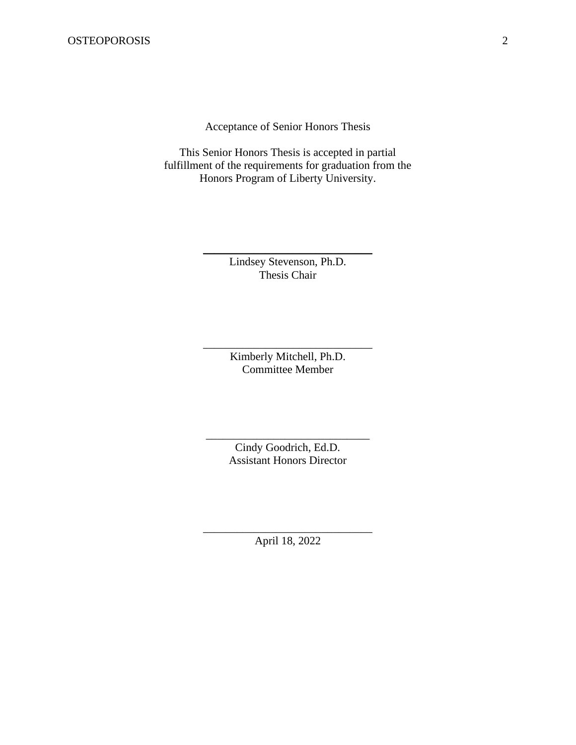Acceptance of Senior Honors Thesis

This Senior Honors Thesis is accepted in partial fulfillment of the requirements for graduation from the Honors Program of Liberty University.

______________________________
Lindsey Stevenson, Ph.D.
Thesis Chair

______________________________
Kimberly Mitchell, Ph.D.
Committee Member

______________________________
Cindy Goodrich, Ed.D.
Assistant Honors Director

______________________________
April 18, 2022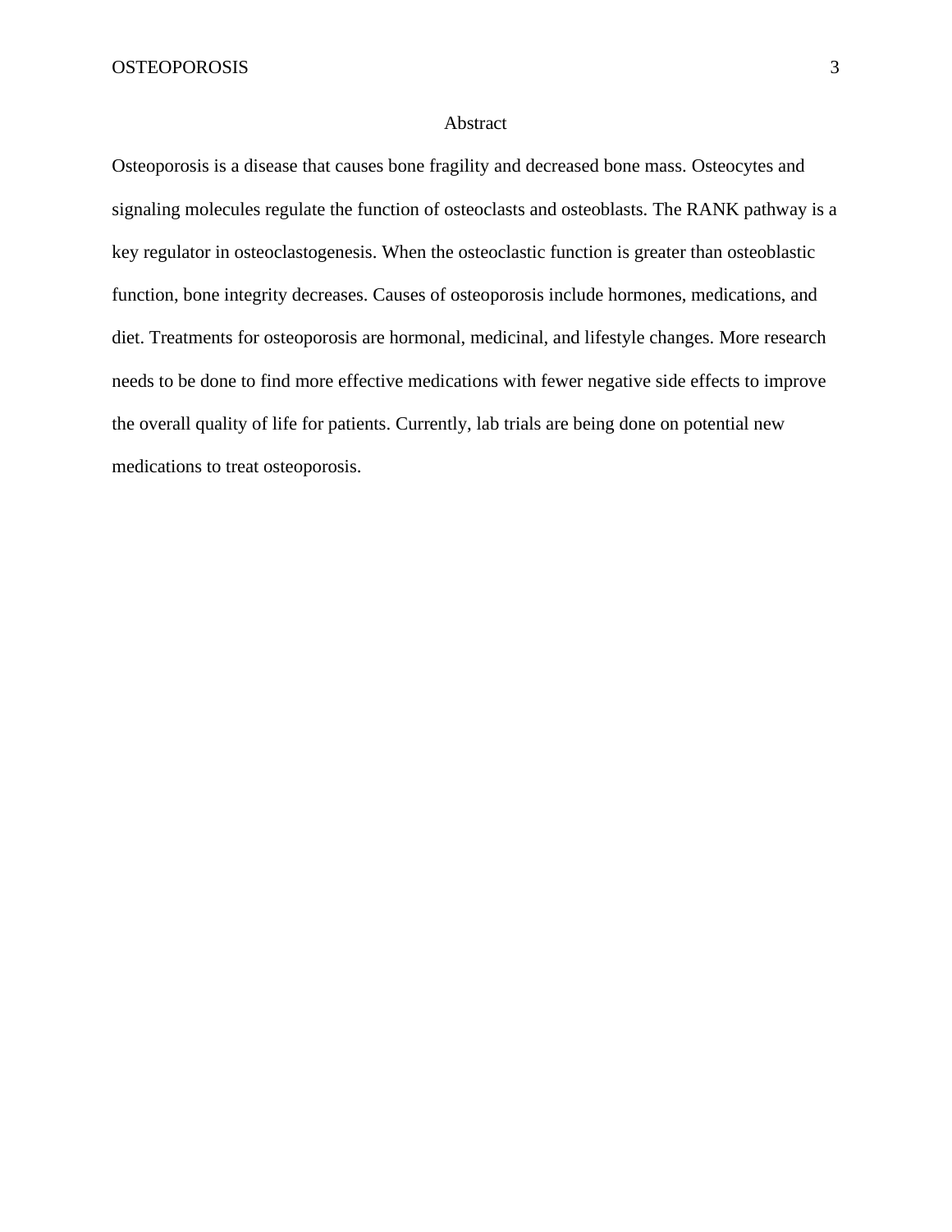# Abstract

Osteoporosis is a disease that causes bone fragility and decreased bone mass. Osteocytes and signaling molecules regulate the function of osteoclasts and osteoblasts. The RANK pathway is a key regulator in osteoclastogenesis. When the osteoclastic function is greater than osteoblastic function, bone integrity decreases. Causes of osteoporosis include hormones, medications, and diet. Treatments for osteoporosis are hormonal, medicinal, and lifestyle changes. More research needs to be done to find more effective medications with fewer negative side effects to improve the overall quality of life for patients. Currently, lab trials are being done on potential new medications to treat osteoporosis.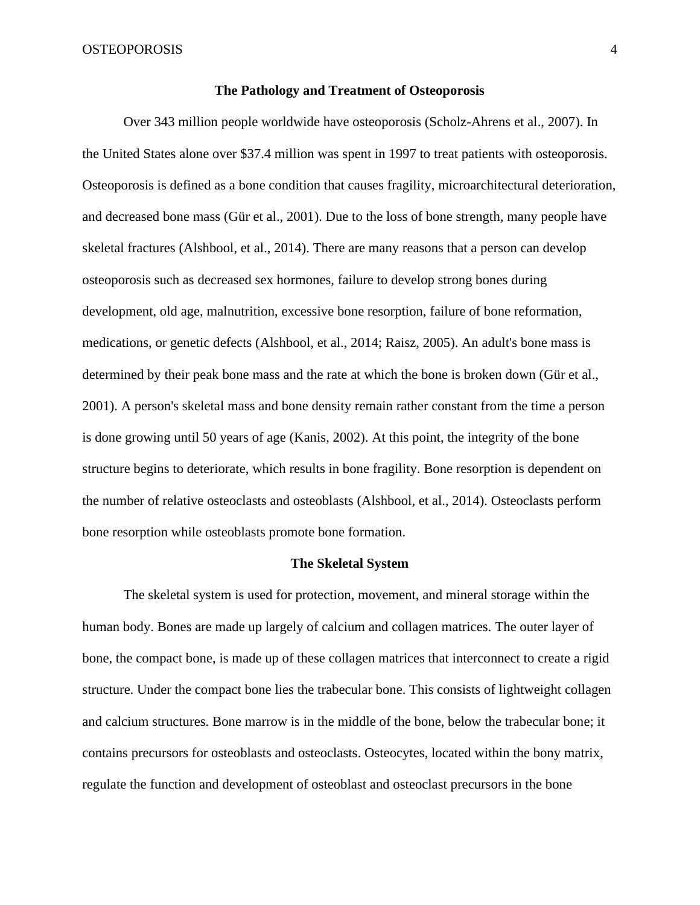## The Pathology and Treatment of Osteoporosis

Over 343 million people worldwide have osteoporosis (Scholz-Ahrens et al., 2007). In the United States alone over $37.4 million was spent in 1997 to treat patients with osteoporosis. Osteoporosis is defined as a bone condition that causes fragility, microarchitectural deterioration, and decreased bone mass (Gür et al., 2001). Due to the loss of bone strength, many people have skeletal fractures (Alshbool, et al., 2014). There are many reasons that a person can develop osteoporosis such as decreased sex hormones, failure to develop strong bones during development, old age, malnutrition, excessive bone resorption, failure of bone reformation, medications, or genetic defects (Alshbool, et al., 2014; Raisz, 2005). An adult's bone mass is determined by their peak bone mass and the rate at which the bone is broken down (Gür et al., 2001). A person's skeletal mass and bone density remain rather constant from the time a person is done growing until 50 years of age (Kanis, 2002). At this point, the integrity of the bone structure begins to deteriorate, which results in bone fragility. Bone resorption is dependent on the number of relative osteoclasts and osteoblasts (Alshbool, et al., 2014). Osteoclasts perform bone resorption while osteoblasts promote bone formation.

## The Skeletal System

The skeletal system is used for protection, movement, and mineral storage within the human body. Bones are made up largely of calcium and collagen matrices. The outer layer of bone, the compact bone, is made up of these collagen matrices that interconnect to create a rigid structure. Under the compact bone lies the trabecular bone. This consists of lightweight collagen and calcium structures. Bone marrow is in the middle of the bone, below the trabecular bone; it contains precursors for osteoblasts and osteoclasts. Osteocytes, located within the bony matrix, regulate the function and development of osteoblast and osteoclast precursors in the bone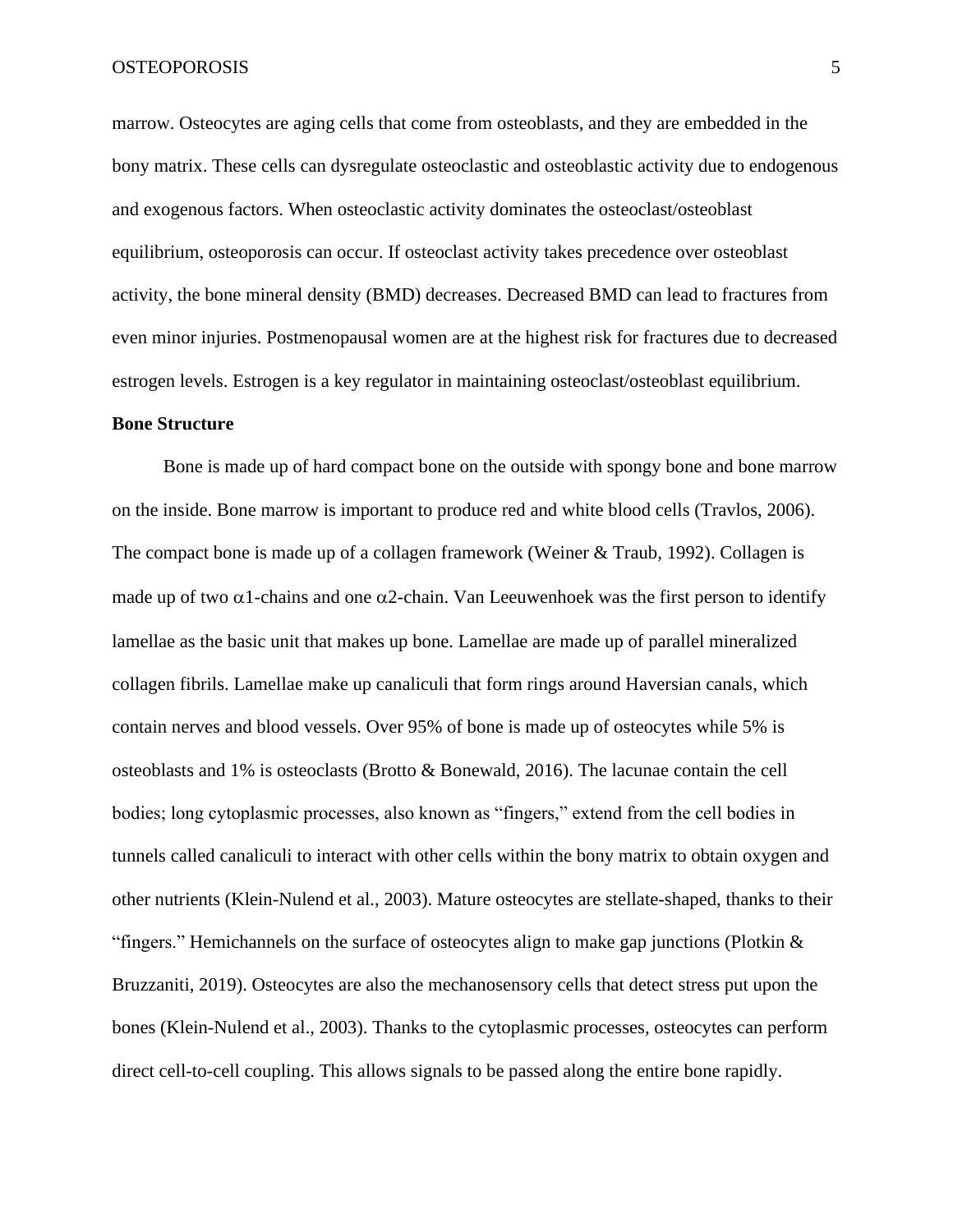marrow. Osteocytes are aging cells that come from osteoblasts, and they are embedded in the bony matrix. These cells can dysregulate osteoclastic and osteoblastic activity due to endogenous and exogenous factors. When osteoclastic activity dominates the osteoclast/osteoblast equilibrium, osteoporosis can occur. If osteoclast activity takes precedence over osteoblast activity, the bone mineral density (BMD) decreases. Decreased BMD can lead to fractures from even minor injuries. Postmenopausal women are at the highest risk for fractures due to decreased estrogen levels. Estrogen is a key regulator in maintaining osteoclast/osteoblast equilibrium.

**Bone Structure**

Bone is made up of hard compact bone on the outside with spongy bone and bone marrow on the inside. Bone marrow is important to produce red and white blood cells (Travlos, 2006). The compact bone is made up of a collagen framework (Weiner & Traub, 1992). Collagen is made up of two $\alpha$1-chains and one $\alpha$2-chain. Van Leeuwenhoek was the first person to identify lamellae as the basic unit that makes up bone. Lamellae are made up of parallel mineralized collagen fibrils. Lamellae make up canaliculi that form rings around Haversian canals, which contain nerves and blood vessels. Over 95% of bone is made up of osteocytes while 5% is osteoblasts and 1% is osteoclasts (Brotto & Bonewald, 2016). The lacunae contain the cell bodies; long cytoplasmic processes, also known as "fingers," extend from the cell bodies in tunnels called canaliculi to interact with other cells within the bony matrix to obtain oxygen and other nutrients (Klein-Nulend et al., 2003). Mature osteocytes are stellate-shaped, thanks to their "fingers." Hemichannels on the surface of osteocytes align to make gap junctions (Plotkin & Bruzzaniti, 2019). Osteocytes are also the mechanosensory cells that detect stress put upon the bones (Klein-Nulend et al., 2003). Thanks to the cytoplasmic processes, osteocytes can perform direct cell-to-cell coupling. This allows signals to be passed along the entire bone rapidly.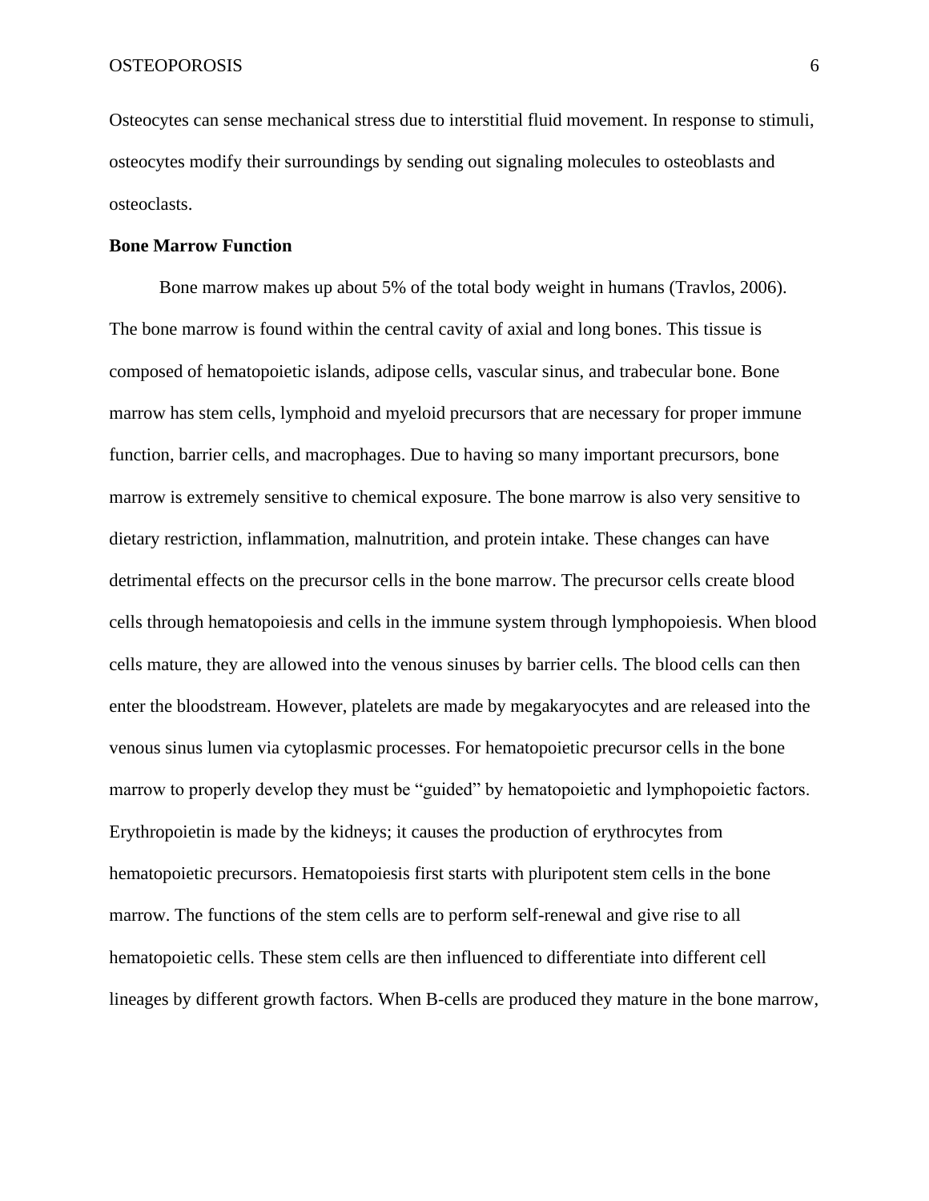Osteocytes can sense mechanical stress due to interstitial fluid movement. In response to stimuli, osteocytes modify their surroundings by sending out signaling molecules to osteoblasts and osteoclasts.

**Bone Marrow Function**

Bone marrow makes up about 5% of the total body weight in humans (Travlos, 2006). The bone marrow is found within the central cavity of axial and long bones. This tissue is composed of hematopoietic islands, adipose cells, vascular sinus, and trabecular bone. Bone marrow has stem cells, lymphoid and myeloid precursors that are necessary for proper immune function, barrier cells, and macrophages. Due to having so many important precursors, bone marrow is extremely sensitive to chemical exposure. The bone marrow is also very sensitive to dietary restriction, inflammation, malnutrition, and protein intake. These changes can have detrimental effects on the precursor cells in the bone marrow. The precursor cells create blood cells through hematopoiesis and cells in the immune system through lymphopoiesis. When blood cells mature, they are allowed into the venous sinuses by barrier cells. The blood cells can then enter the bloodstream. However, platelets are made by megakaryocytes and are released into the venous sinus lumen via cytoplasmic processes. For hematopoietic precursor cells in the bone marrow to properly develop they must be "guided" by hematopoietic and lymphopoietic factors. Erythropoietin is made by the kidneys; it causes the production of erythrocytes from hematopoietic precursors. Hematopoiesis first starts with pluripotent stem cells in the bone marrow. The functions of the stem cells are to perform self-renewal and give rise to all hematopoietic cells. These stem cells are then influenced to differentiate into different cell lineages by different growth factors. When B-cells are produced they mature in the bone marrow,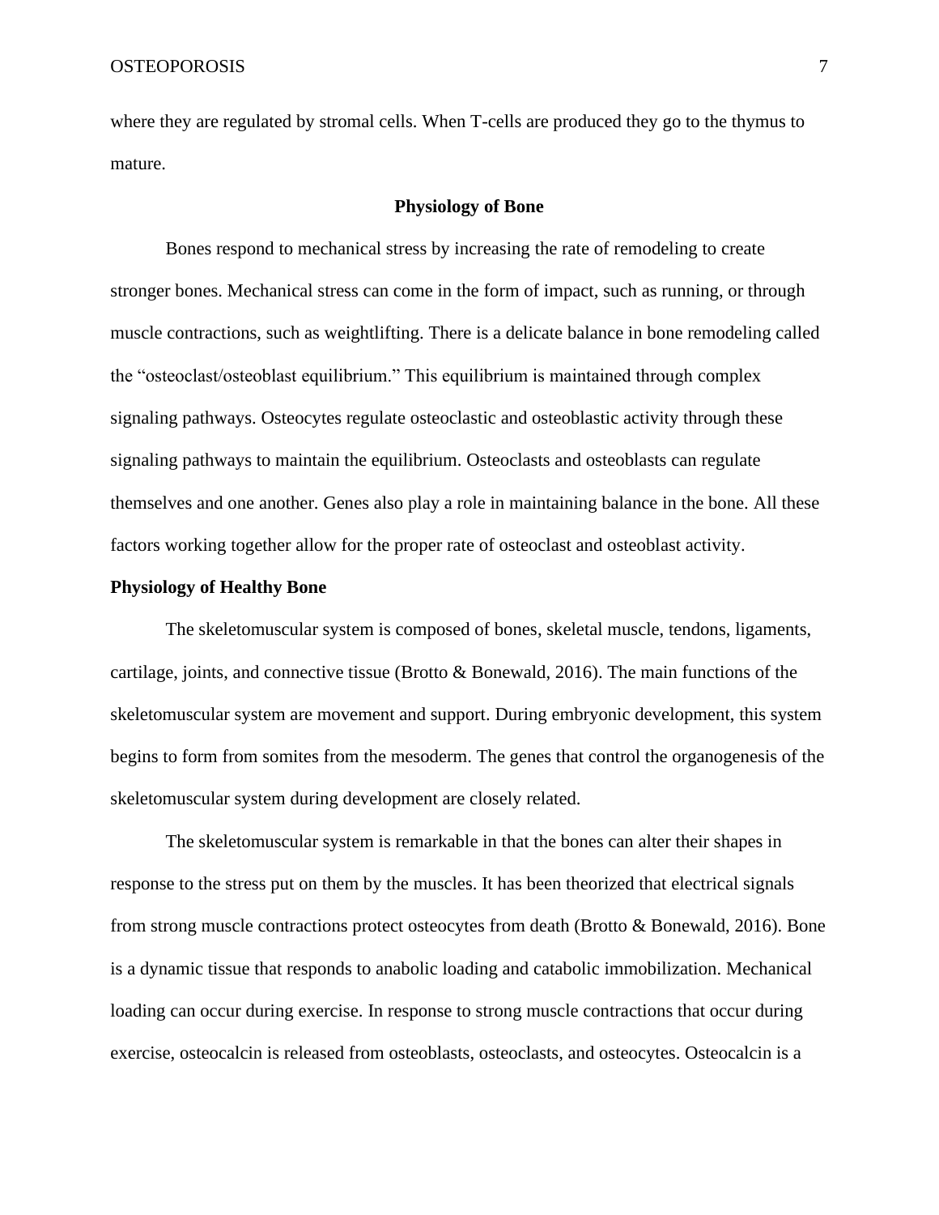where they are regulated by stromal cells. When T-cells are produced they go to the thymus to mature.

## Physiology of Bone

Bones respond to mechanical stress by increasing the rate of remodeling to create stronger bones. Mechanical stress can come in the form of impact, such as running, or through muscle contractions, such as weightlifting. There is a delicate balance in bone remodeling called the "osteoclast/osteoblast equilibrium." This equilibrium is maintained through complex signaling pathways. Osteocytes regulate osteoclastic and osteoblastic activity through these signaling pathways to maintain the equilibrium. Osteoclasts and osteoblasts can regulate themselves and one another. Genes also play a role in maintaining balance in the bone. All these factors working together allow for the proper rate of osteoclast and osteoblast activity.

### Physiology of Healthy Bone

The skeletomuscular system is composed of bones, skeletal muscle, tendons, ligaments, cartilage, joints, and connective tissue (Brotto & Bonewald, 2016). The main functions of the skeletomuscular system are movement and support. During embryonic development, this system begins to form from somites from the mesoderm. The genes that control the organogenesis of the skeletomuscular system during development are closely related.

The skeletomuscular system is remarkable in that the bones can alter their shapes in response to the stress put on them by the muscles. It has been theorized that electrical signals from strong muscle contractions protect osteocytes from death (Brotto & Bonewald, 2016). Bone is a dynamic tissue that responds to anabolic loading and catabolic immobilization. Mechanical loading can occur during exercise. In response to strong muscle contractions that occur during exercise, osteocalcin is released from osteoblasts, osteoclasts, and osteocytes. Osteocalcin is a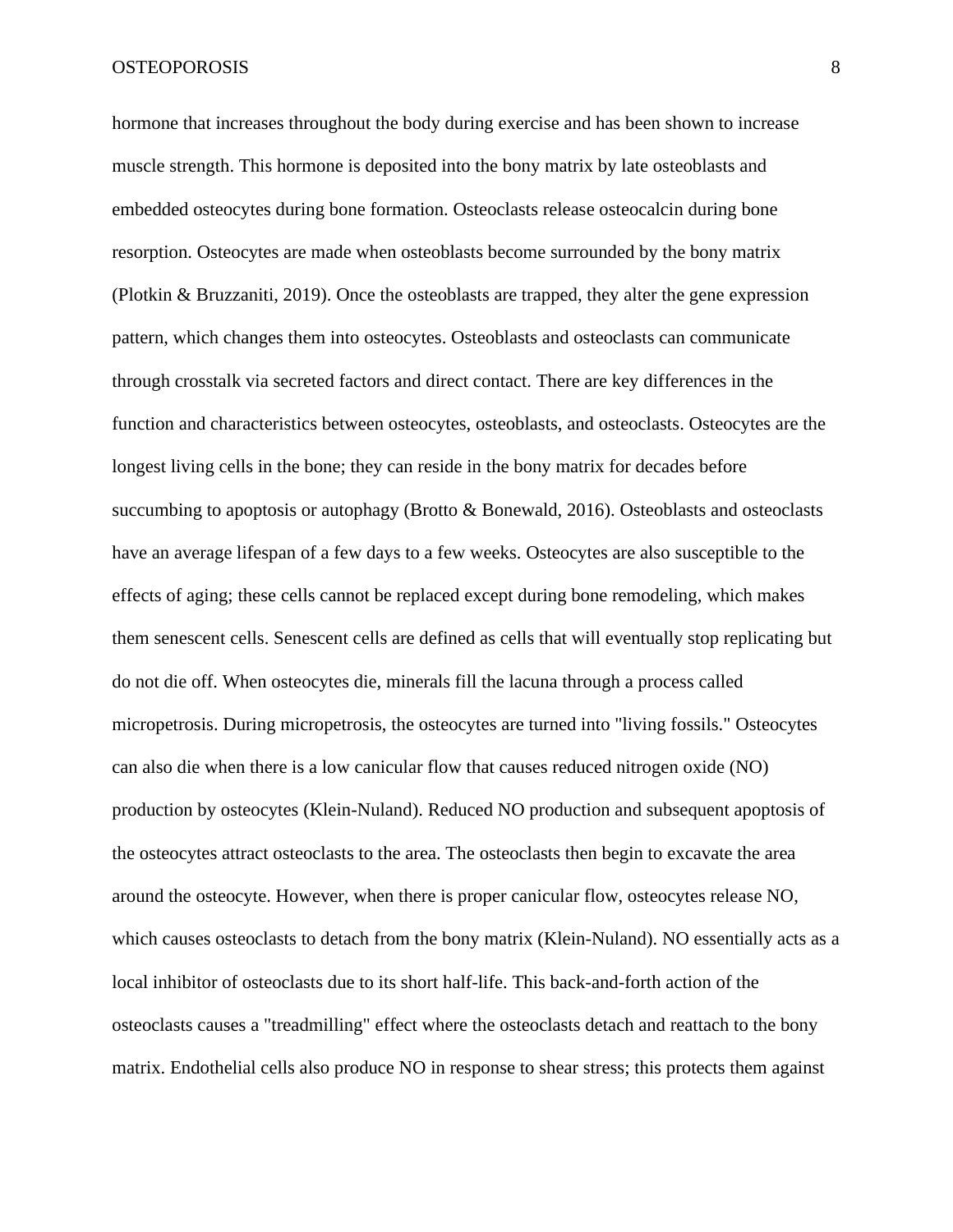hormone that increases throughout the body during exercise and has been shown to increase muscle strength. This hormone is deposited into the bony matrix by late osteoblasts and embedded osteocytes during bone formation. Osteoclasts release osteocalcin during bone resorption. Osteocytes are made when osteoblasts become surrounded by the bony matrix (Plotkin & Bruzzaniti, 2019). Once the osteoblasts are trapped, they alter the gene expression pattern, which changes them into osteocytes. Osteoblasts and osteoclasts can communicate through crosstalk via secreted factors and direct contact. There are key differences in the function and characteristics between osteocytes, osteoblasts, and osteoclasts. Osteocytes are the longest living cells in the bone; they can reside in the bony matrix for decades before succumbing to apoptosis or autophagy (Brotto & Bonewald, 2016). Osteoblasts and osteoclasts have an average lifespan of a few days to a few weeks. Osteocytes are also susceptible to the effects of aging; these cells cannot be replaced except during bone remodeling, which makes them senescent cells. Senescent cells are defined as cells that will eventually stop replicating but do not die off. When osteocytes die, minerals fill the lacuna through a process called micropetrosis. During micropetrosis, the osteocytes are turned into "living fossils." Osteocytes can also die when there is a low canicular flow that causes reduced nitrogen oxide (NO) production by osteocytes (Klein-Nuland). Reduced NO production and subsequent apoptosis of the osteocytes attract osteoclasts to the area. The osteoclasts then begin to excavate the area around the osteocyte. However, when there is proper canicular flow, osteocytes release NO, which causes osteoclasts to detach from the bony matrix (Klein-Nuland). NO essentially acts as a local inhibitor of osteoclasts due to its short half-life. This back-and-forth action of the osteoclasts causes a "treadmilling" effect where the osteoclasts detach and reattach to the bony matrix. Endothelial cells also produce NO in response to shear stress; this protects them against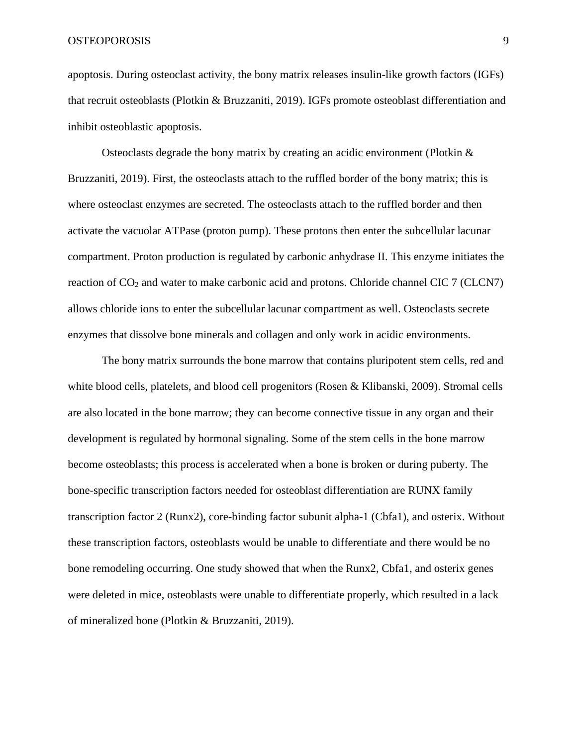apoptosis. During osteoclast activity, the bony matrix releases insulin-like growth factors (IGFs) that recruit osteoblasts (Plotkin & Bruzzaniti, 2019). IGFs promote osteoblast differentiation and inhibit osteoblastic apoptosis.

Osteoclasts degrade the bony matrix by creating an acidic environment (Plotkin & Bruzzaniti, 2019). First, the osteoclasts attach to the ruffled border of the bony matrix; this is where osteoclast enzymes are secreted. The osteoclasts attach to the ruffled border and then activate the vacuolar ATPase (proton pump). These protons then enter the subcellular lacunar compartment. Proton production is regulated by carbonic anhydrase II. This enzyme initiates the reaction of $CO_2$ and water to make carbonic acid and protons. Chloride channel CIC 7 (CLCN7) allows chloride ions to enter the subcellular lacunar compartment as well. Osteoclasts secrete enzymes that dissolve bone minerals and collagen and only work in acidic environments.

The bony matrix surrounds the bone marrow that contains pluripotent stem cells, red and white blood cells, platelets, and blood cell progenitors (Rosen & Klibanski, 2009). Stromal cells are also located in the bone marrow; they can become connective tissue in any organ and their development is regulated by hormonal signaling. Some of the stem cells in the bone marrow become osteoblasts; this process is accelerated when a bone is broken or during puberty. The bone-specific transcription factors needed for osteoblast differentiation are RUNX family transcription factor 2 (Runx2), core-binding factor subunit alpha-1 (Cbfa1), and osterix. Without these transcription factors, osteoblasts would be unable to differentiate and there would be no bone remodeling occurring. One study showed that when the Runx2, Cbfa1, and osterix genes were deleted in mice, osteoblasts were unable to differentiate properly, which resulted in a lack of mineralized bone (Plotkin & Bruzzaniti, 2019).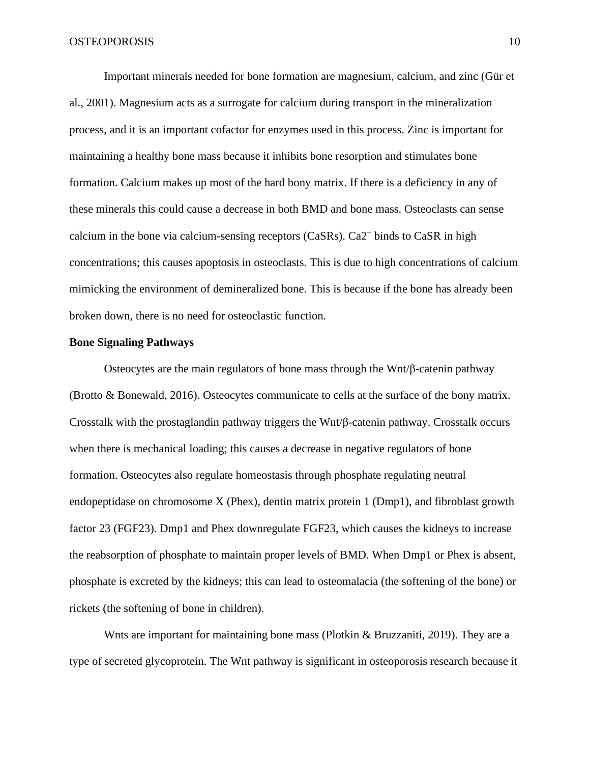Important minerals needed for bone formation are magnesium, calcium, and zinc (Gür et al., 2001). Magnesium acts as a surrogate for calcium during transport in the mineralization process, and it is an important cofactor for enzymes used in this process. Zinc is important for maintaining a healthy bone mass because it inhibits bone resorption and stimulates bone formation. Calcium makes up most of the hard bony matrix. If there is a deficiency in any of these minerals this could cause a decrease in both BMD and bone mass. Osteoclasts can sense calcium in the bone via calcium-sensing receptors (CaSRs). $Ca2^{+}$ binds to CaSR in high concentrations; this causes apoptosis in osteoclasts. This is due to high concentrations of calcium mimicking the environment of demineralized bone. This is because if the bone has already been broken down, there is no need for osteoclastic function.

**Bone Signaling Pathways**

Osteocytes are the main regulators of bone mass through the Wnt/β-catenin pathway (Brotto & Bonewald, 2016). Osteocytes communicate to cells at the surface of the bony matrix. Crosstalk with the prostaglandin pathway triggers the Wnt/β-catenin pathway. Crosstalk occurs when there is mechanical loading; this causes a decrease in negative regulators of bone formation. Osteocytes also regulate homeostasis through phosphate regulating neutral endopeptidase on chromosome X (Phex), dentin matrix protein 1 (Dmp1), and fibroblast growth factor 23 (FGF23). Dmp1 and Phex downregulate FGF23, which causes the kidneys to increase the reabsorption of phosphate to maintain proper levels of BMD. When Dmp1 or Phex is absent, phosphate is excreted by the kidneys; this can lead to osteomalacia (the softening of the bone) or rickets (the softening of bone in children).

Wnts are important for maintaining bone mass (Plotkin & Bruzzaniti, 2019). They are a type of secreted glycoprotein. The Wnt pathway is significant in osteoporosis research because it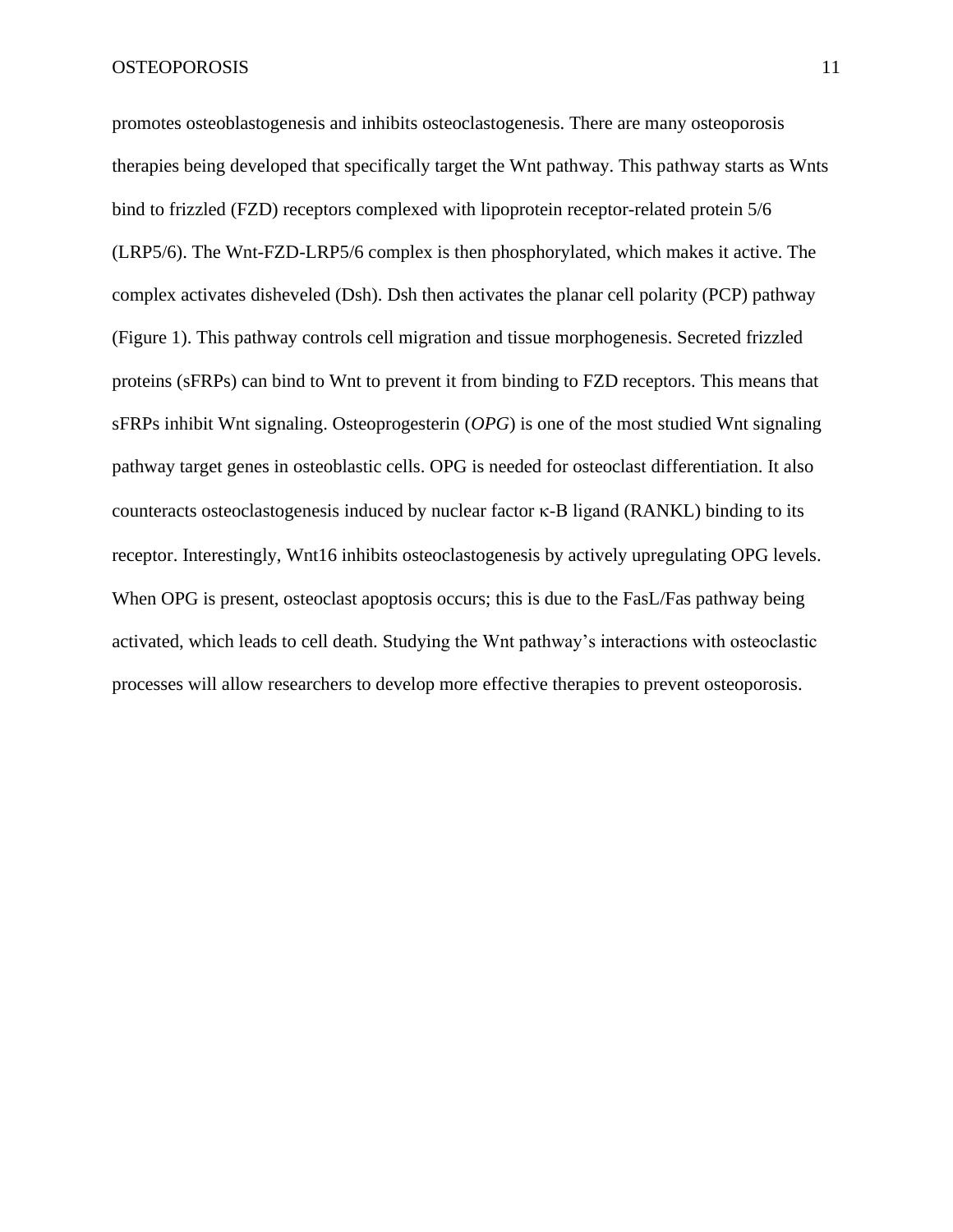promotes osteoblastogenesis and inhibits osteoclastogenesis. There are many osteoporosis therapies being developed that specifically target the Wnt pathway. This pathway starts as Wnts bind to frizzled (FZD) receptors complexed with lipoprotein receptor-related protein 5/6 (LRP5/6). The Wnt-FZD-LRP5/6 complex is then phosphorylated, which makes it active. The complex activates disheveled (Dsh). Dsh then activates the planar cell polarity (PCP) pathway (Figure 1). This pathway controls cell migration and tissue morphogenesis. Secreted frizzled proteins (sFRPs) can bind to Wnt to prevent it from binding to FZD receptors. This means that sFRPs inhibit Wnt signaling. Osteoprogesterin (*OPG*) is one of the most studied Wnt signaling pathway target genes in osteoblastic cells. OPG is needed for osteoclast differentiation. It also counteracts osteoclastogenesis induced by nuclear factor κ-B ligand (RANKL) binding to its receptor. Interestingly, Wnt16 inhibits osteoclastogenesis by actively upregulating OPG levels. When OPG is present, osteoclast apoptosis occurs; this is due to the FasL/Fas pathway being activated, which leads to cell death. Studying the Wnt pathway's interactions with osteoclastic processes will allow researchers to develop more effective therapies to prevent osteoporosis.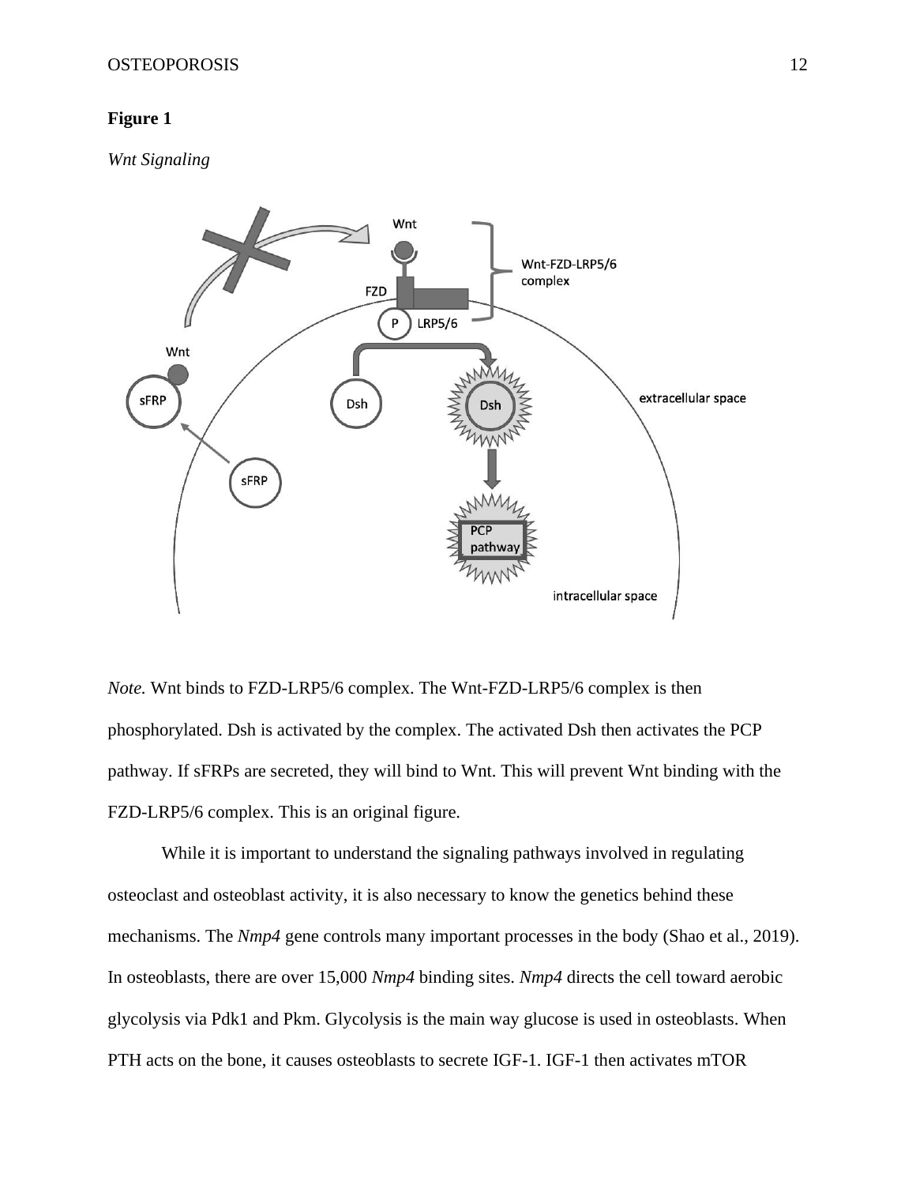**Figure 1**

*Wnt Signaling*

*Note.* Wnt binds to FZD-LRP5/6 complex. The Wnt-FZD-LRP5/6 complex is then phosphorylated. Dsh is activated by the complex. The activated Dsh then activates the PCP pathway. If sFRPs are secreted, they will bind to Wnt. This will prevent Wnt binding with the FZD-LRP5/6 complex. This is an original figure.

While it is important to understand the signaling pathways involved in regulating osteoclast and osteoblast activity, it is also necessary to know the genetics behind these mechanisms. The *Nmp4* gene controls many important processes in the body (Shao et al., 2019). In osteoblasts, there are over 15,000 *Nmp4* binding sites. *Nmp4* directs the cell toward aerobic glycolysis via Pdk1 and Pkm. Glycolysis is the main way glucose is used in osteoblasts. When PTH acts on the bone, it causes osteoblasts to secrete IGF-1. IGF-1 then activates mTOR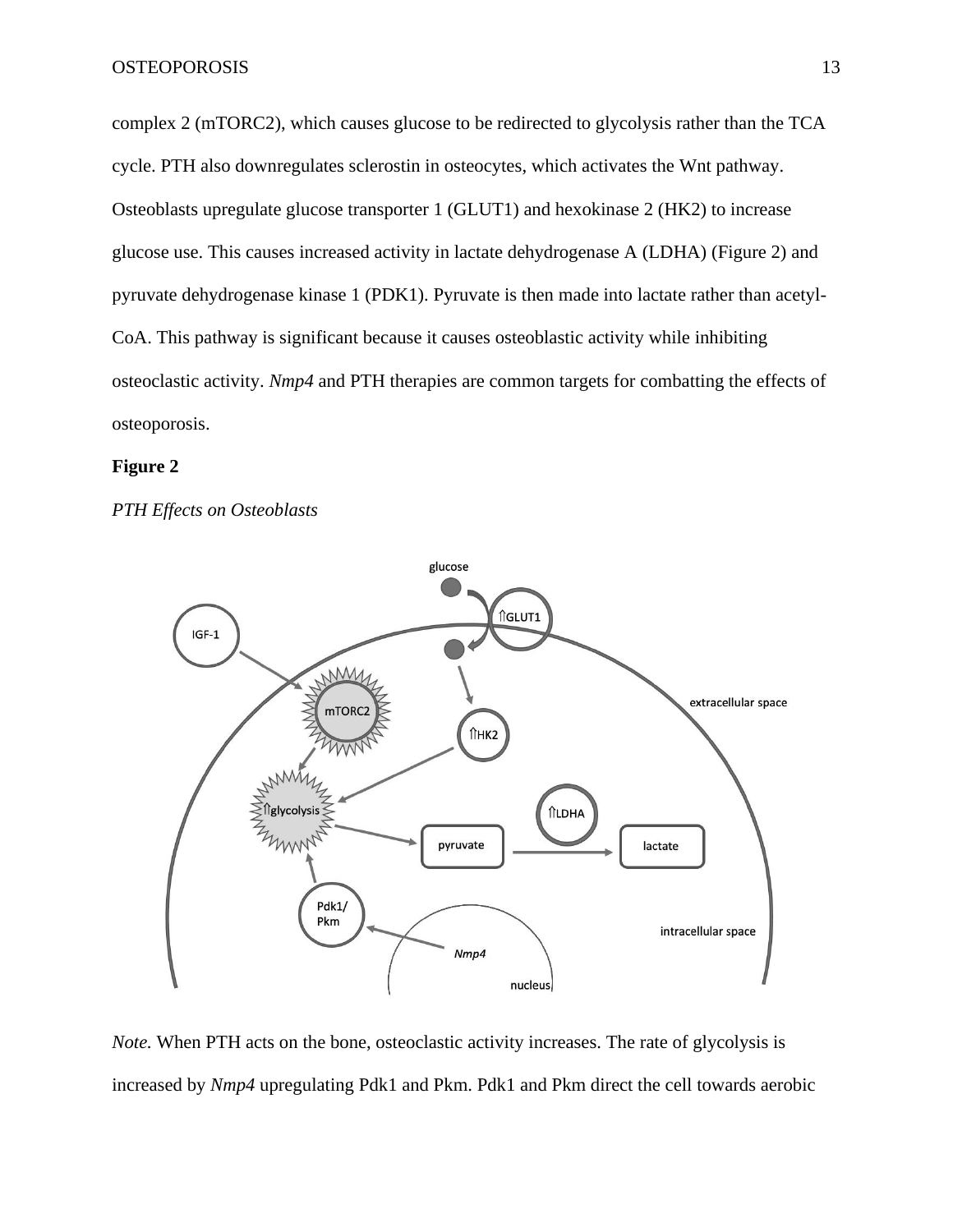complex 2 (mTORC2), which causes glucose to be redirected to glycolysis rather than the TCA cycle. PTH also downregulates sclerostin in osteocytes, which activates the Wnt pathway. Osteoblasts upregulate glucose transporter 1 (GLUT1) and hexokinase 2 (HK2) to increase glucose use. This causes increased activity in lactate dehydrogenase A (LDHA) (Figure 2) and pyruvate dehydrogenase kinase 1 (PDK1). Pyruvate is then made into lactate rather than acetyl-CoA. This pathway is significant because it causes osteoblastic activity while inhibiting osteoclastic activity. *Nmp4* and PTH therapies are common targets for combatting the effects of osteoporosis.

**Figure 2**

*PTH Effects on Osteoblasts*

*Note.* When PTH acts on the bone, osteoclastic activity increases. The rate of glycolysis is increased by *Nmp4* upregulating Pdk1 and Pkm. Pdk1 and Pkm direct the cell towards aerobic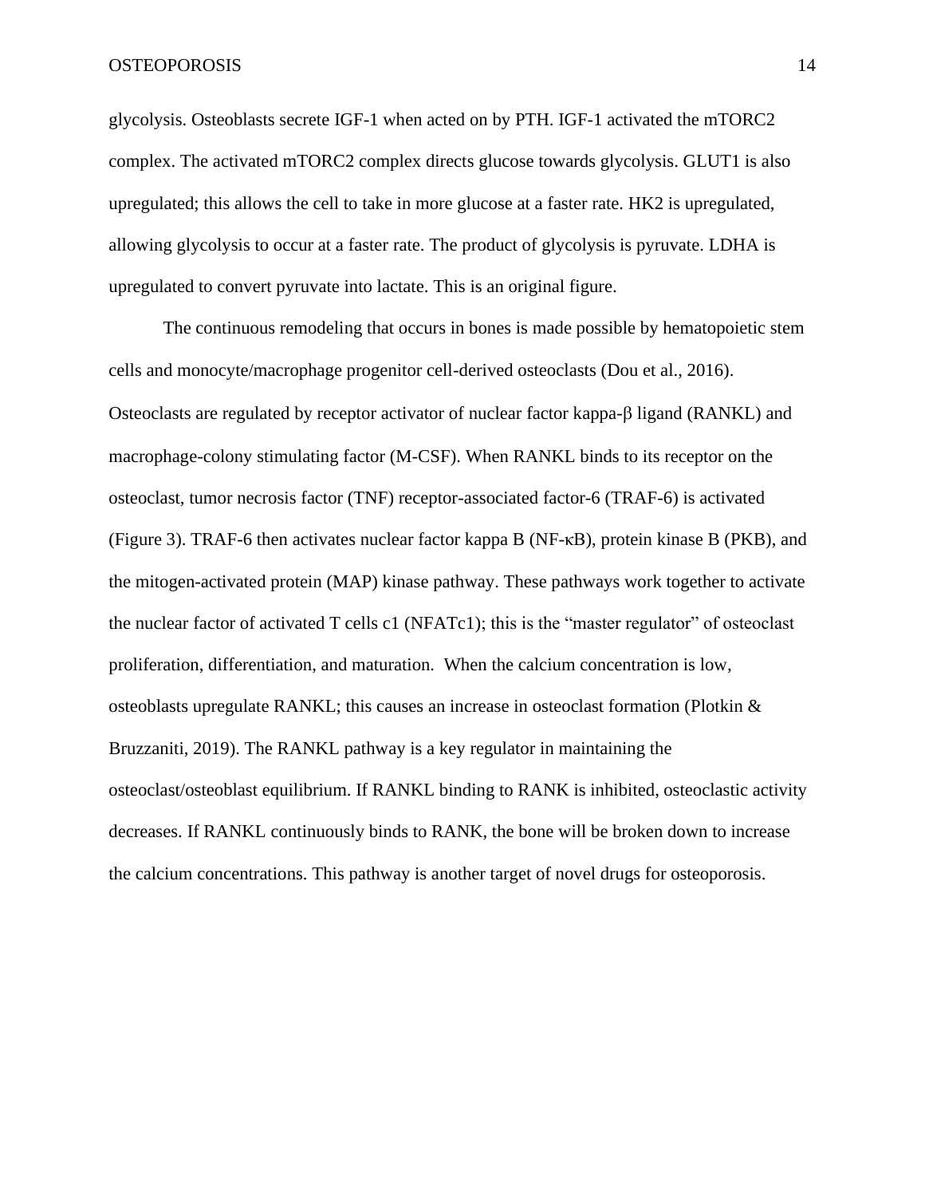glycolysis. Osteoblasts secrete IGF-1 when acted on by PTH. IGF-1 activated the mTORC2 complex. The activated mTORC2 complex directs glucose towards glycolysis. GLUT1 is also upregulated; this allows the cell to take in more glucose at a faster rate. HK2 is upregulated, allowing glycolysis to occur at a faster rate. The product of glycolysis is pyruvate. LDHA is upregulated to convert pyruvate into lactate. This is an original figure.

The continuous remodeling that occurs in bones is made possible by hematopoietic stem cells and monocyte/macrophage progenitor cell-derived osteoclasts (Dou et al., 2016). Osteoclasts are regulated by receptor activator of nuclear factor kappa-β ligand (RANKL) and macrophage-colony stimulating factor (M-CSF). When RANKL binds to its receptor on the osteoclast, tumor necrosis factor (TNF) receptor-associated factor-6 (TRAF-6) is activated (Figure 3). TRAF-6 then activates nuclear factor kappa B (NF-κB), protein kinase B (PKB), and the mitogen-activated protein (MAP) kinase pathway. These pathways work together to activate the nuclear factor of activated T cells c1 (NFATc1); this is the "master regulator" of osteoclast proliferation, differentiation, and maturation. When the calcium concentration is low, osteoblasts upregulate RANKL; this causes an increase in osteoclast formation (Plotkin & Bruzzaniti, 2019). The RANKL pathway is a key regulator in maintaining the osteoclast/osteoblast equilibrium. If RANKL binding to RANK is inhibited, osteoclastic activity decreases. If RANKL continuously binds to RANK, the bone will be broken down to increase the calcium concentrations. This pathway is another target of novel drugs for osteoporosis.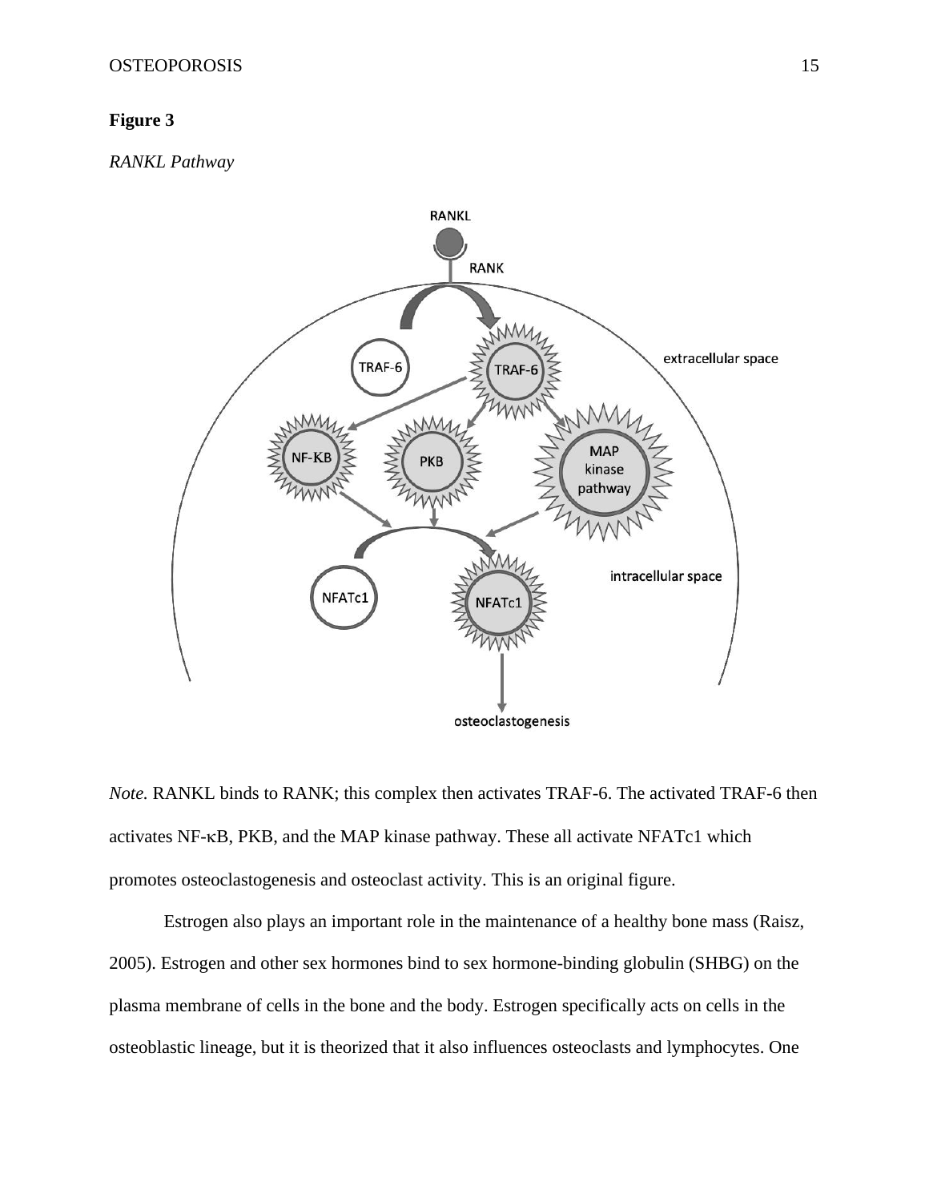**Figure 3**

*RANKL Pathway*

*Note.* RANKL binds to RANK; this complex then activates TRAF-6. The activated TRAF-6 then activates NF-κB, PKB, and the MAP kinase pathway. These all activate NFATc1 which promotes osteoclastogenesis and osteoclast activity. This is an original figure.

Estrogen also plays an important role in the maintenance of a healthy bone mass (Raisz, 2005). Estrogen and other sex hormones bind to sex hormone-binding globulin (SHBG) on the plasma membrane of cells in the bone and the body. Estrogen specifically acts on cells in the osteoblastic lineage, but it is theorized that it also influences osteoclasts and lymphocytes. One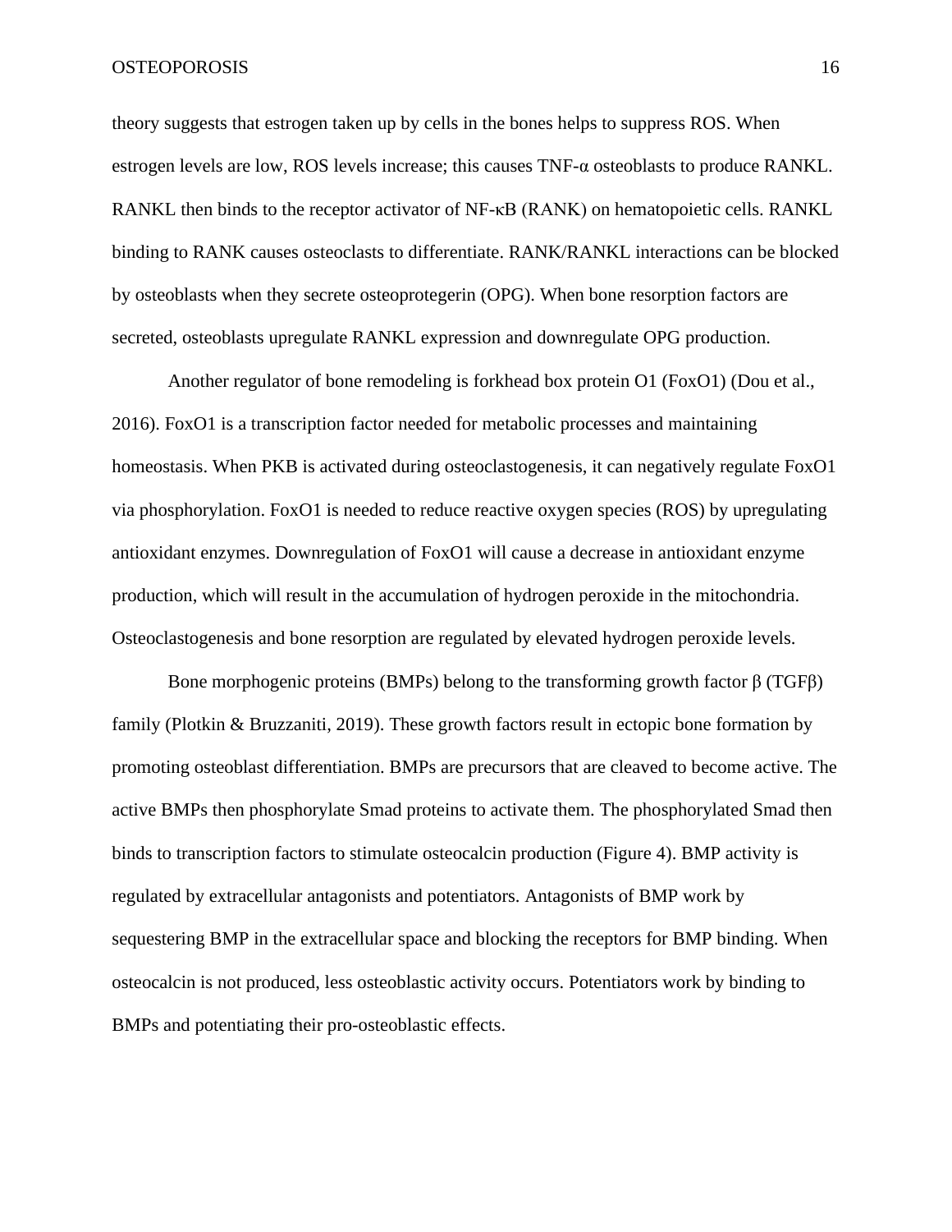theory suggests that estrogen taken up by cells in the bones helps to suppress ROS. When estrogen levels are low, ROS levels increase; this causes TNF-α osteoblasts to produce RANKL. RANKL then binds to the receptor activator of NF-κB (RANK) on hematopoietic cells. RANKL binding to RANK causes osteoclasts to differentiate. RANK/RANKL interactions can be blocked by osteoblasts when they secrete osteoprotegerin (OPG). When bone resorption factors are secreted, osteoblasts upregulate RANKL expression and downregulate OPG production.

Another regulator of bone remodeling is forkhead box protein O1 (FoxO1) (Dou et al., 2016). FoxO1 is a transcription factor needed for metabolic processes and maintaining homeostasis. When PKB is activated during osteoclastogenesis, it can negatively regulate FoxO1 via phosphorylation. FoxO1 is needed to reduce reactive oxygen species (ROS) by upregulating antioxidant enzymes. Downregulation of FoxO1 will cause a decrease in antioxidant enzyme production, which will result in the accumulation of hydrogen peroxide in the mitochondria. Osteoclastogenesis and bone resorption are regulated by elevated hydrogen peroxide levels.

Bone morphogenic proteins (BMPs) belong to the transforming growth factor β (TGFβ) family (Plotkin & Bruzzaniti, 2019). These growth factors result in ectopic bone formation by promoting osteoblast differentiation. BMPs are precursors that are cleaved to become active. The active BMPs then phosphorylate Smad proteins to activate them. The phosphorylated Smad then binds to transcription factors to stimulate osteocalcin production (Figure 4). BMP activity is regulated by extracellular antagonists and potentiators. Antagonists of BMP work by sequestering BMP in the extracellular space and blocking the receptors for BMP binding. When osteocalcin is not produced, less osteoblastic activity occurs. Potentiators work by binding to BMPs and potentiating their pro-osteoblastic effects.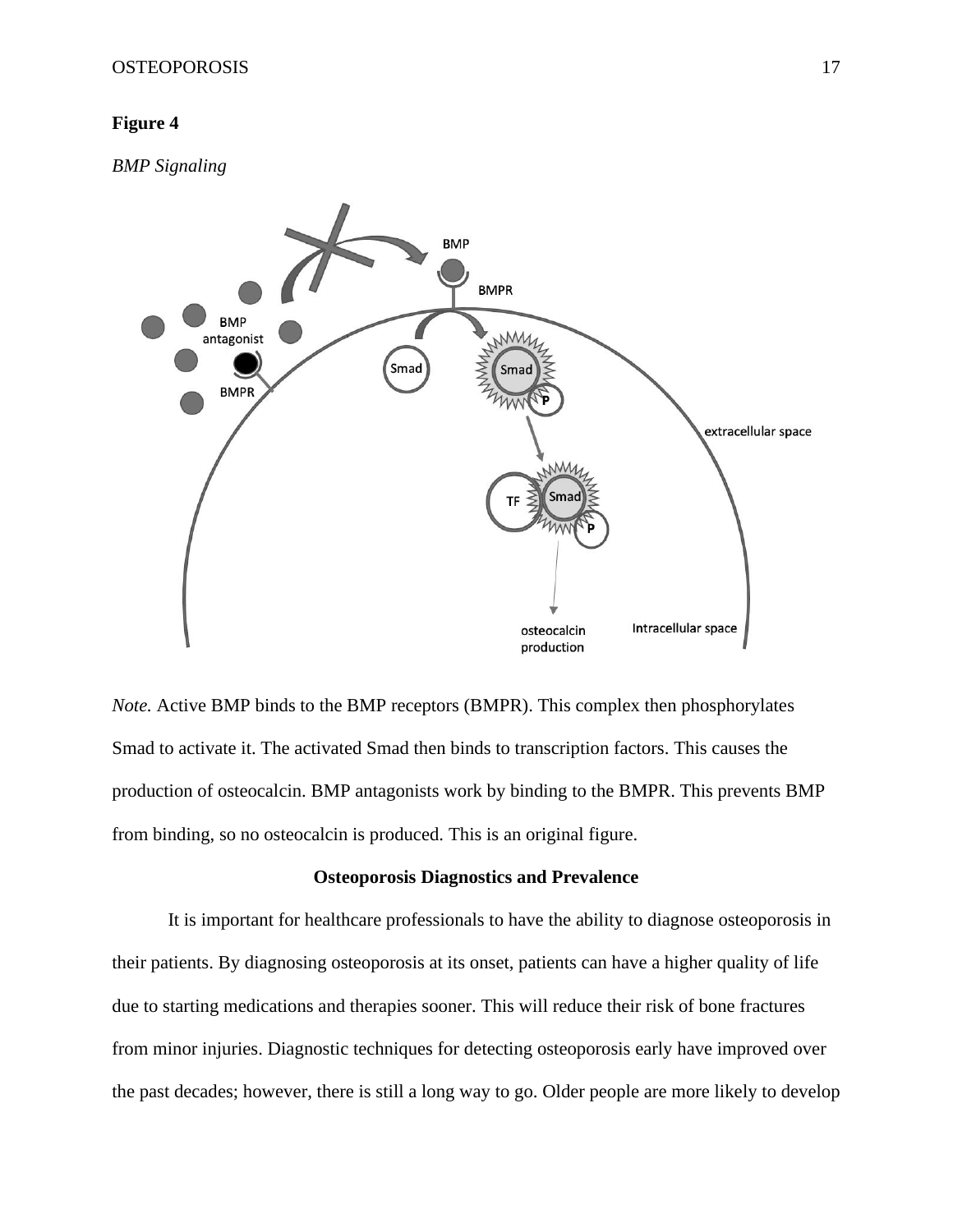**Figure 4**

*BMP Signaling*

*Note.* Active BMP binds to the BMP receptors (BMPR). This complex then phosphorylates Smad to activate it. The activated Smad then binds to transcription factors. This causes the production of osteocalcin. BMP antagonists work by binding to the BMPR. This prevents BMP from binding, so no osteocalcin is produced. This is an original figure.

## Osteoporosis Diagnostics and Prevalence

It is important for healthcare professionals to have the ability to diagnose osteoporosis in their patients. By diagnosing osteoporosis at its onset, patients can have a higher quality of life due to starting medications and therapies sooner. This will reduce their risk of bone fractures from minor injuries. Diagnostic techniques for detecting osteoporosis early have improved over the past decades; however, there is still a long way to go. Older people are more likely to develop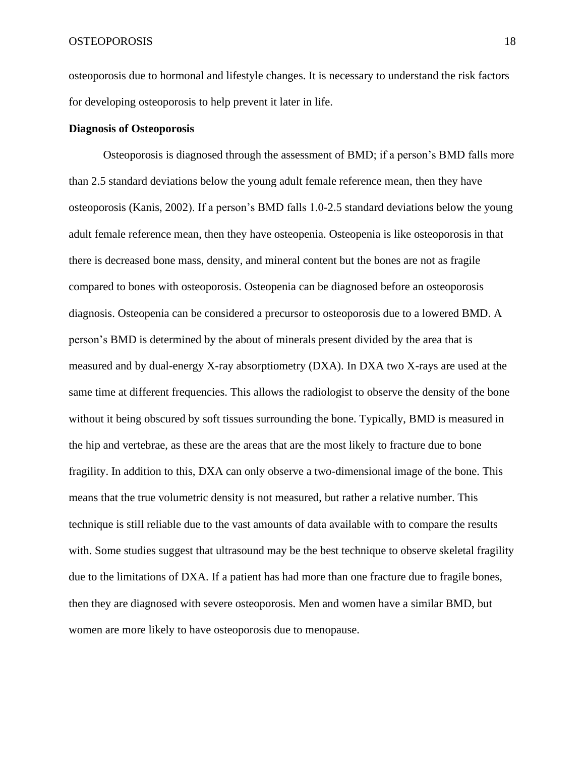osteoporosis due to hormonal and lifestyle changes. It is necessary to understand the risk factors for developing osteoporosis to help prevent it later in life.

**Diagnosis of Osteoporosis**

Osteoporosis is diagnosed through the assessment of BMD; if a person's BMD falls more than 2.5 standard deviations below the young adult female reference mean, then they have osteoporosis (Kanis, 2002). If a person's BMD falls 1.0-2.5 standard deviations below the young adult female reference mean, then they have osteopenia. Osteopenia is like osteoporosis in that there is decreased bone mass, density, and mineral content but the bones are not as fragile compared to bones with osteoporosis. Osteopenia can be diagnosed before an osteoporosis diagnosis. Osteopenia can be considered a precursor to osteoporosis due to a lowered BMD. A person's BMD is determined by the about of minerals present divided by the area that is measured and by dual-energy X-ray absorptiometry (DXA). In DXA two X-rays are used at the same time at different frequencies. This allows the radiologist to observe the density of the bone without it being obscured by soft tissues surrounding the bone. Typically, BMD is measured in the hip and vertebrae, as these are the areas that are the most likely to fracture due to bone fragility. In addition to this, DXA can only observe a two-dimensional image of the bone. This means that the true volumetric density is not measured, but rather a relative number. This technique is still reliable due to the vast amounts of data available with to compare the results with. Some studies suggest that ultrasound may be the best technique to observe skeletal fragility due to the limitations of DXA. If a patient has had more than one fracture due to fragile bones, then they are diagnosed with severe osteoporosis. Men and women have a similar BMD, but women are more likely to have osteoporosis due to menopause.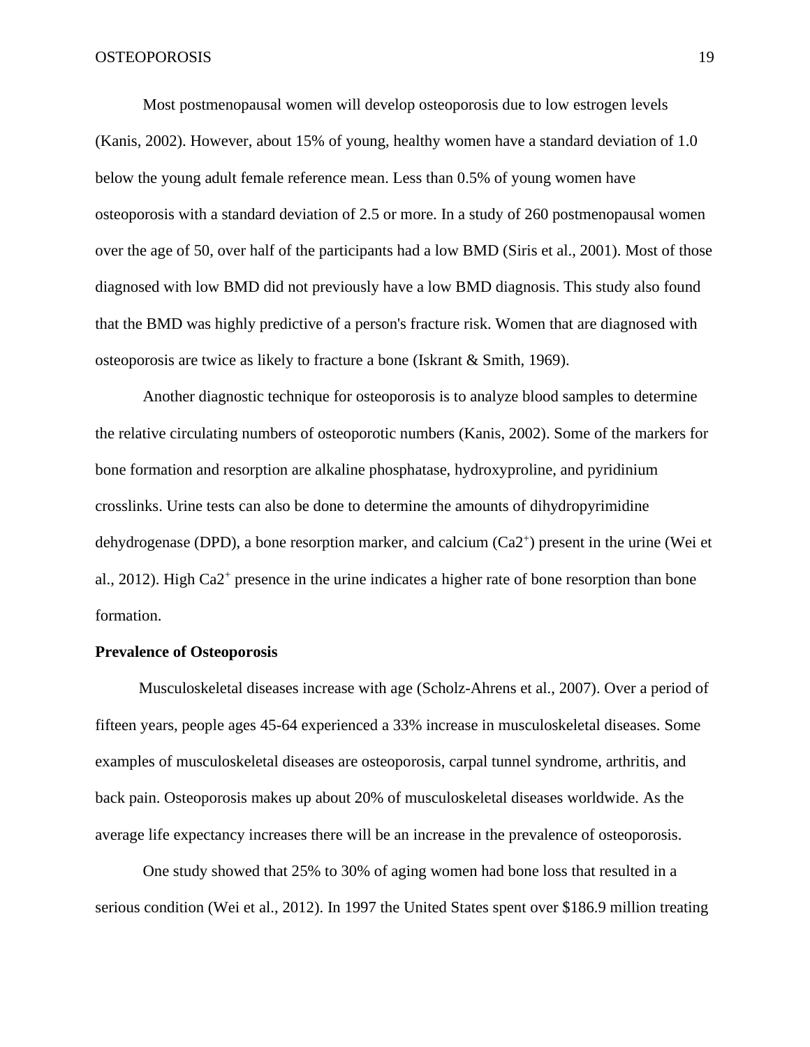Most postmenopausal women will develop osteoporosis due to low estrogen levels (Kanis, 2002). However, about 15% of young, healthy women have a standard deviation of 1.0 below the young adult female reference mean. Less than 0.5% of young women have osteoporosis with a standard deviation of 2.5 or more. In a study of 260 postmenopausal women over the age of 50, over half of the participants had a low BMD (Siris et al., 2001). Most of those diagnosed with low BMD did not previously have a low BMD diagnosis. This study also found that the BMD was highly predictive of a person's fracture risk. Women that are diagnosed with osteoporosis are twice as likely to fracture a bone (Iskrant & Smith, 1969).

Another diagnostic technique for osteoporosis is to analyze blood samples to determine the relative circulating numbers of osteoporotic numbers (Kanis, 2002). Some of the markers for bone formation and resorption are alkaline phosphatase, hydroxyproline, and pyridinium crosslinks. Urine tests can also be done to determine the amounts of dihydropyrimidine dehydrogenase (DPD), a bone resorption marker, and calcium ($Ca2^{+}$) present in the urine (Wei et al., 2012). High $Ca2^{+}$ presence in the urine indicates a higher rate of bone resorption than bone formation.

**Prevalence of Osteoporosis**

Musculoskeletal diseases increase with age (Scholz-Ahrens et al., 2007). Over a period of fifteen years, people ages 45-64 experienced a 33% increase in musculoskeletal diseases. Some examples of musculoskeletal diseases are osteoporosis, carpal tunnel syndrome, arthritis, and back pain. Osteoporosis makes up about 20% of musculoskeletal diseases worldwide. As the average life expectancy increases there will be an increase in the prevalence of osteoporosis.

One study showed that 25% to 30% of aging women had bone loss that resulted in a serious condition (Wei et al., 2012). In 1997 the United States spent over $186.9 million treating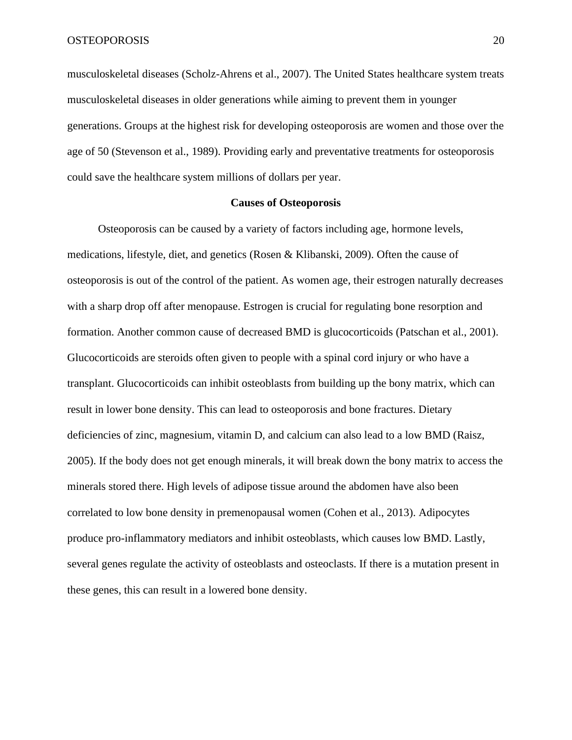musculoskeletal diseases (Scholz-Ahrens et al., 2007). The United States healthcare system treats musculoskeletal diseases in older generations while aiming to prevent them in younger generations. Groups at the highest risk for developing osteoporosis are women and those over the age of 50 (Stevenson et al., 1989). Providing early and preventative treatments for osteoporosis could save the healthcare system millions of dollars per year.

## Causes of Osteoporosis

Osteoporosis can be caused by a variety of factors including age, hormone levels, medications, lifestyle, diet, and genetics (Rosen & Klibanski, 2009). Often the cause of osteoporosis is out of the control of the patient. As women age, their estrogen naturally decreases with a sharp drop off after menopause. Estrogen is crucial for regulating bone resorption and formation. Another common cause of decreased BMD is glucocorticoids (Patschan et al., 2001). Glucocorticoids are steroids often given to people with a spinal cord injury or who have a transplant. Glucocorticoids can inhibit osteoblasts from building up the bony matrix, which can result in lower bone density. This can lead to osteoporosis and bone fractures. Dietary deficiencies of zinc, magnesium, vitamin D, and calcium can also lead to a low BMD (Raisz, 2005). If the body does not get enough minerals, it will break down the bony matrix to access the minerals stored there. High levels of adipose tissue around the abdomen have also been correlated to low bone density in premenopausal women (Cohen et al., 2013). Adipocytes produce pro-inflammatory mediators and inhibit osteoblasts, which causes low BMD. Lastly, several genes regulate the activity of osteoblasts and osteoclasts. If there is a mutation present in these genes, this can result in a lowered bone density.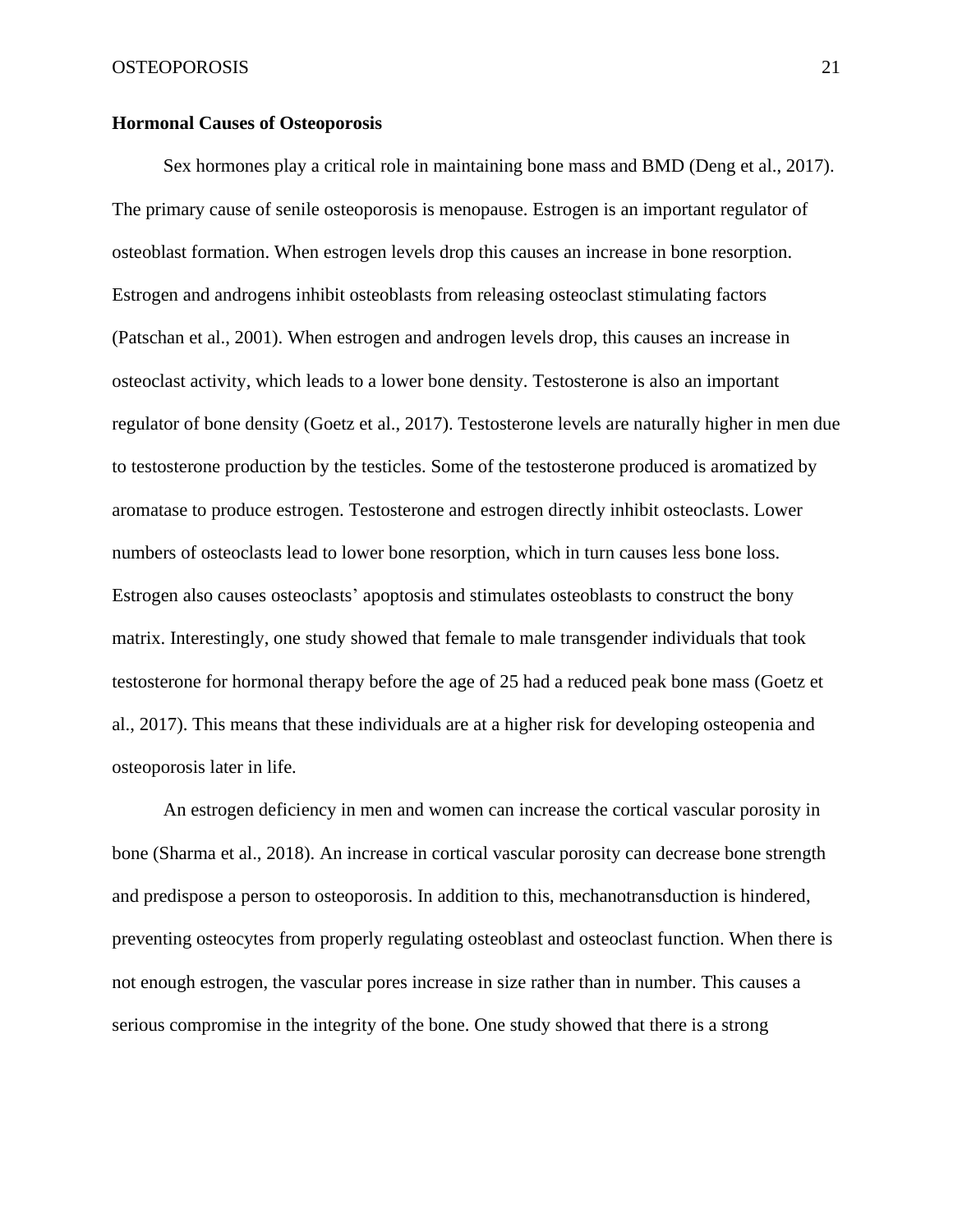**Hormonal Causes of Osteoporosis**

Sex hormones play a critical role in maintaining bone mass and BMD (Deng et al., 2017). The primary cause of senile osteoporosis is menopause. Estrogen is an important regulator of osteoblast formation. When estrogen levels drop this causes an increase in bone resorption. Estrogen and androgens inhibit osteoblasts from releasing osteoclast stimulating factors (Patschan et al., 2001). When estrogen and androgen levels drop, this causes an increase in osteoclast activity, which leads to a lower bone density. Testosterone is also an important regulator of bone density (Goetz et al., 2017). Testosterone levels are naturally higher in men due to testosterone production by the testicles. Some of the testosterone produced is aromatized by aromatase to produce estrogen. Testosterone and estrogen directly inhibit osteoclasts. Lower numbers of osteoclasts lead to lower bone resorption, which in turn causes less bone loss. Estrogen also causes osteoclasts' apoptosis and stimulates osteoblasts to construct the bony matrix. Interestingly, one study showed that female to male transgender individuals that took testosterone for hormonal therapy before the age of 25 had a reduced peak bone mass (Goetz et al., 2017). This means that these individuals are at a higher risk for developing osteopenia and osteoporosis later in life.

An estrogen deficiency in men and women can increase the cortical vascular porosity in bone (Sharma et al., 2018). An increase in cortical vascular porosity can decrease bone strength and predispose a person to osteoporosis. In addition to this, mechanotransduction is hindered, preventing osteocytes from properly regulating osteoblast and osteoclast function. When there is not enough estrogen, the vascular pores increase in size rather than in number. This causes a serious compromise in the integrity of the bone. One study showed that there is a strong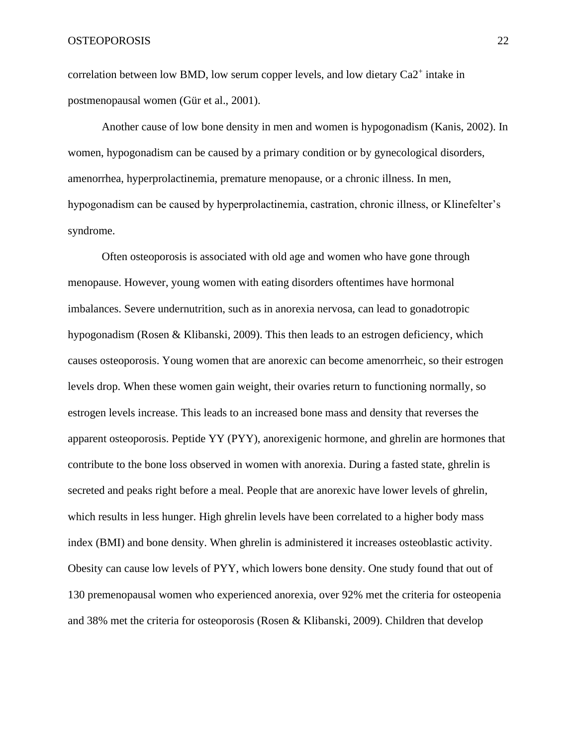correlation between low BMD, low serum copper levels, and low dietary $Ca2^{+}$ intake in postmenopausal women (Gür et al., 2001).

Another cause of low bone density in men and women is hypogonadism (Kanis, 2002). In women, hypogonadism can be caused by a primary condition or by gynecological disorders, amenorrhea, hyperprolactinemia, premature menopause, or a chronic illness. In men, hypogonadism can be caused by hyperprolactinemia, castration, chronic illness, or Klinefelter's syndrome.

Often osteoporosis is associated with old age and women who have gone through menopause. However, young women with eating disorders oftentimes have hormonal imbalances. Severe undernutrition, such as in anorexia nervosa, can lead to gonadotropic hypogonadism (Rosen & Klibanski, 2009). This then leads to an estrogen deficiency, which causes osteoporosis. Young women that are anorexic can become amenorrheic, so their estrogen levels drop. When these women gain weight, their ovaries return to functioning normally, so estrogen levels increase. This leads to an increased bone mass and density that reverses the apparent osteoporosis. Peptide YY (PYY), anorexigenic hormone, and ghrelin are hormones that contribute to the bone loss observed in women with anorexia. During a fasted state, ghrelin is secreted and peaks right before a meal. People that are anorexic have lower levels of ghrelin, which results in less hunger. High ghrelin levels have been correlated to a higher body mass index (BMI) and bone density. When ghrelin is administered it increases osteoblastic activity. Obesity can cause low levels of PYY, which lowers bone density. One study found that out of 130 premenopausal women who experienced anorexia, over 92% met the criteria for osteopenia and 38% met the criteria for osteoporosis (Rosen & Klibanski, 2009). Children that develop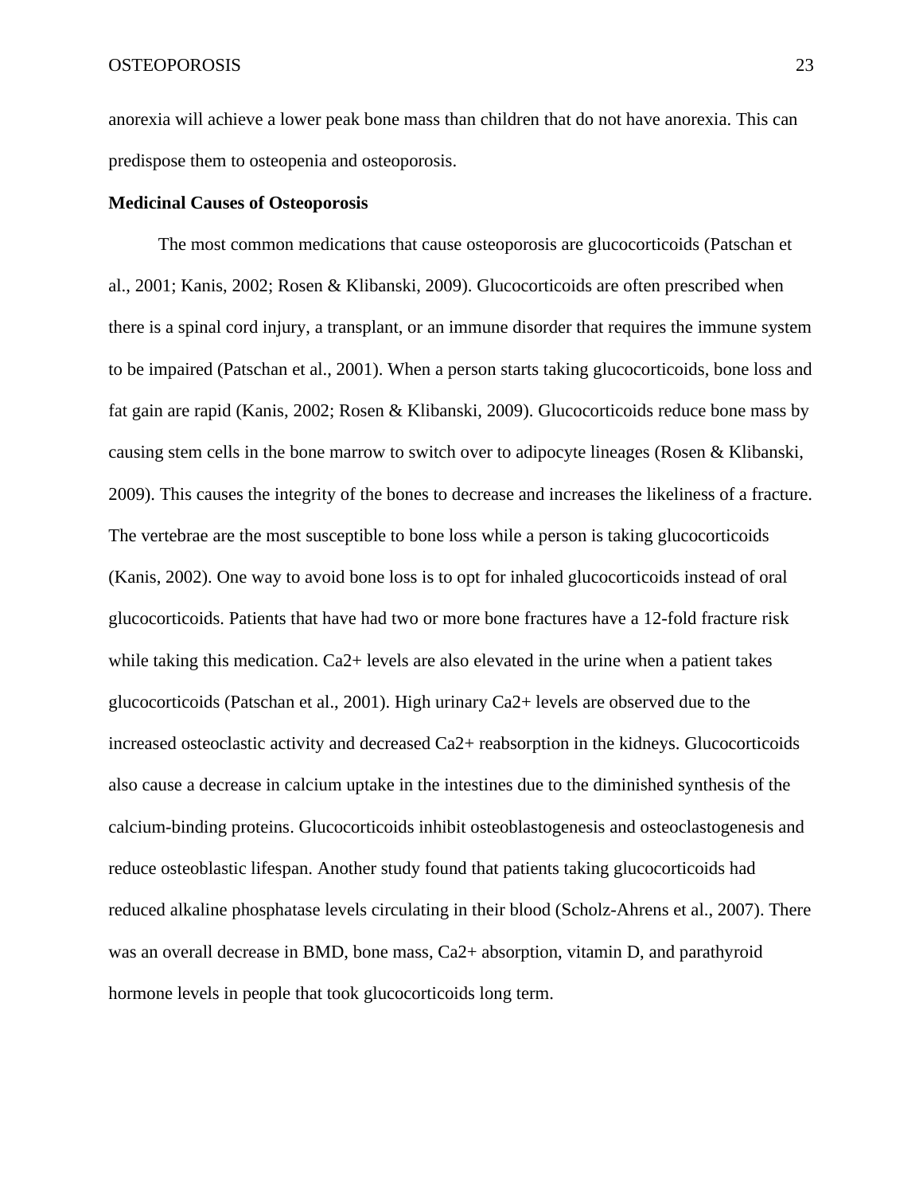anorexia will achieve a lower peak bone mass than children that do not have anorexia. This can predispose them to osteopenia and osteoporosis.

**Medicinal Causes of Osteoporosis**

The most common medications that cause osteoporosis are glucocorticoids (Patschan et al., 2001; Kanis, 2002; Rosen & Klibanski, 2009). Glucocorticoids are often prescribed when there is a spinal cord injury, a transplant, or an immune disorder that requires the immune system to be impaired (Patschan et al., 2001). When a person starts taking glucocorticoids, bone loss and fat gain are rapid (Kanis, 2002; Rosen & Klibanski, 2009). Glucocorticoids reduce bone mass by causing stem cells in the bone marrow to switch over to adipocyte lineages (Rosen & Klibanski, 2009). This causes the integrity of the bones to decrease and increases the likeliness of a fracture. The vertebrae are the most susceptible to bone loss while a person is taking glucocorticoids (Kanis, 2002). One way to avoid bone loss is to opt for inhaled glucocorticoids instead of oral glucocorticoids. Patients that have had two or more bone fractures have a 12-fold fracture risk while taking this medication. $Ca^{2+}$ levels are also elevated in the urine when a patient takes glucocorticoids (Patschan et al., 2001). High urinary $Ca^{2+}$ levels are observed due to the increased osteoclastic activity and decreased $Ca^{2+}$ reabsorption in the kidneys. Glucocorticoids also cause a decrease in calcium uptake in the intestines due to the diminished synthesis of the calcium-binding proteins. Glucocorticoids inhibit osteoblastogenesis and osteoclastogenesis and reduce osteoblastic lifespan. Another study found that patients taking glucocorticoids had reduced alkaline phosphatase levels circulating in their blood (Scholz-Ahrens et al., 2007). There was an overall decrease in BMD, bone mass, $Ca^{2+}$ absorption, vitamin D, and parathyroid hormone levels in people that took glucocorticoids long term.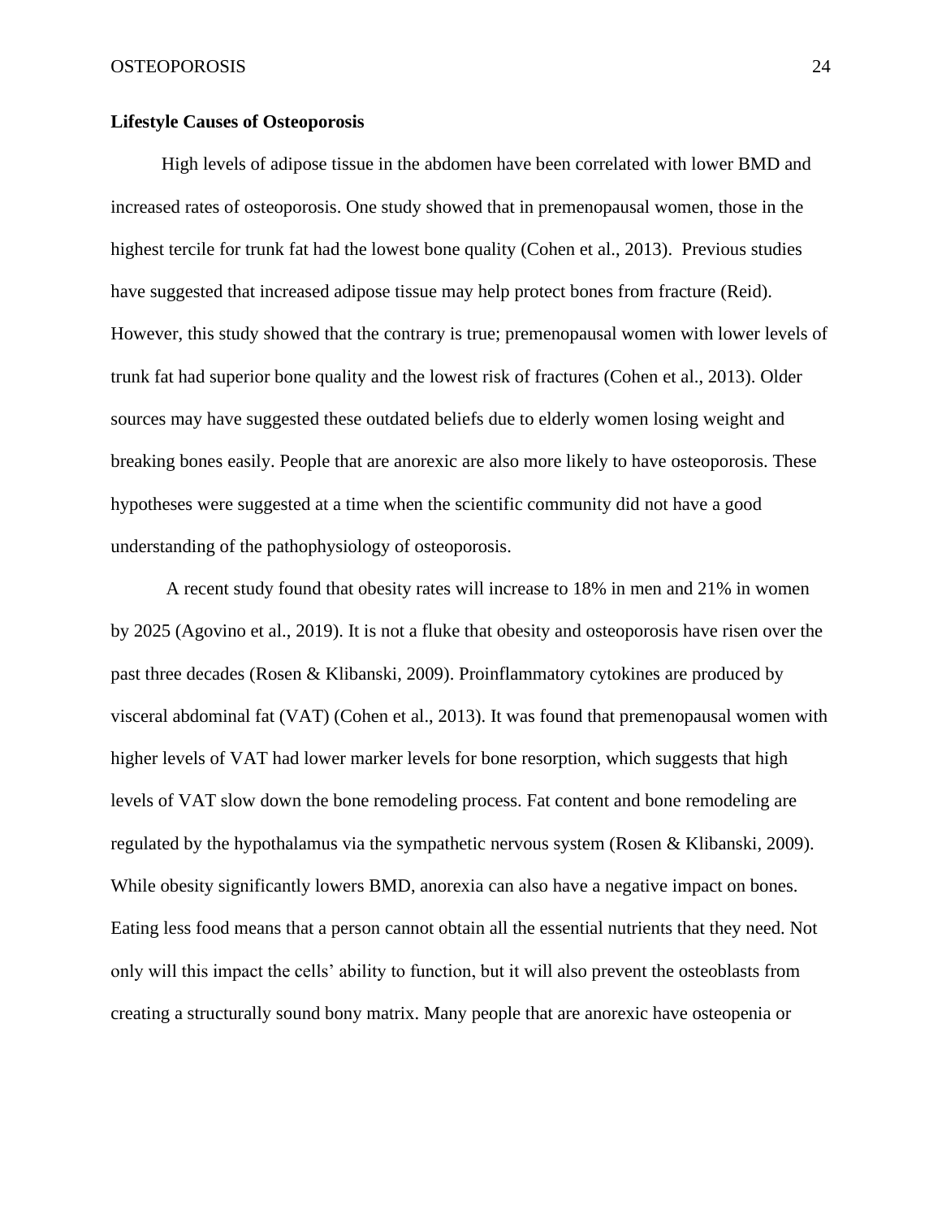**Lifestyle Causes of Osteoporosis**

High levels of adipose tissue in the abdomen have been correlated with lower BMD and increased rates of osteoporosis. One study showed that in premenopausal women, those in the highest tercile for trunk fat had the lowest bone quality (Cohen et al., 2013). Previous studies have suggested that increased adipose tissue may help protect bones from fracture (Reid). However, this study showed that the contrary is true; premenopausal women with lower levels of trunk fat had superior bone quality and the lowest risk of fractures (Cohen et al., 2013). Older sources may have suggested these outdated beliefs due to elderly women losing weight and breaking bones easily. People that are anorexic are also more likely to have osteoporosis. These hypotheses were suggested at a time when the scientific community did not have a good understanding of the pathophysiology of osteoporosis.

A recent study found that obesity rates will increase to 18% in men and 21% in women by 2025 (Agovino et al., 2019). It is not a fluke that obesity and osteoporosis have risen over the past three decades (Rosen & Klibanski, 2009). Proinflammatory cytokines are produced by visceral abdominal fat (VAT) (Cohen et al., 2013). It was found that premenopausal women with higher levels of VAT had lower marker levels for bone resorption, which suggests that high levels of VAT slow down the bone remodeling process. Fat content and bone remodeling are regulated by the hypothalamus via the sympathetic nervous system (Rosen & Klibanski, 2009). While obesity significantly lowers BMD, anorexia can also have a negative impact on bones. Eating less food means that a person cannot obtain all the essential nutrients that they need. Not only will this impact the cells' ability to function, but it will also prevent the osteoblasts from creating a structurally sound bony matrix. Many people that are anorexic have osteopenia or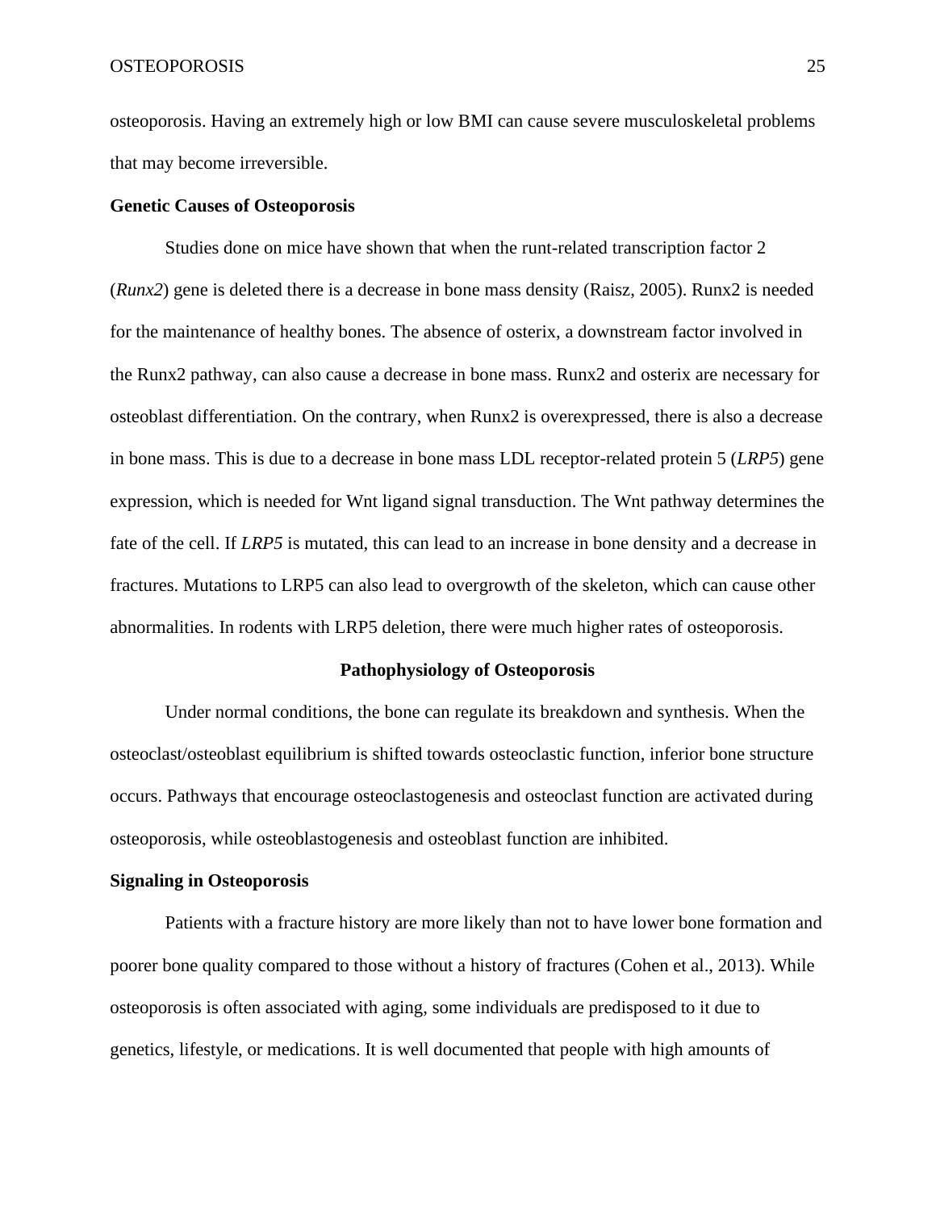osteoporosis. Having an extremely high or low BMI can cause severe musculoskeletal problems that may become irreversible.

### Genetic Causes of Osteoporosis

Studies done on mice have shown that when the runt-related transcription factor 2 (*Runx2*) gene is deleted there is a decrease in bone mass density (Raisz, 2005). Runx2 is needed for the maintenance of healthy bones. The absence of osterix, a downstream factor involved in the Runx2 pathway, can also cause a decrease in bone mass. Runx2 and osterix are necessary for osteoblast differentiation. On the contrary, when Runx2 is overexpressed, there is also a decrease in bone mass. This is due to a decrease in bone mass LDL receptor-related protein 5 (*LRP5*) gene expression, which is needed for Wnt ligand signal transduction. The Wnt pathway determines the fate of the cell. If *LRP5* is mutated, this can lead to an increase in bone density and a decrease in fractures. Mutations to LRP5 can also lead to overgrowth of the skeleton, which can cause other abnormalities. In rodents with LRP5 deletion, there were much higher rates of osteoporosis.

## Pathophysiology of Osteoporosis

Under normal conditions, the bone can regulate its breakdown and synthesis. When the osteoclast/osteoblast equilibrium is shifted towards osteoclastic function, inferior bone structure occurs. Pathways that encourage osteoclastogenesis and osteoclast function are activated during osteoporosis, while osteoblastogenesis and osteoblast function are inhibited.

### Signaling in Osteoporosis

Patients with a fracture history are more likely than not to have lower bone formation and poorer bone quality compared to those without a history of fractures (Cohen et al., 2013). While osteoporosis is often associated with aging, some individuals are predisposed to it due to genetics, lifestyle, or medications. It is well documented that people with high amounts of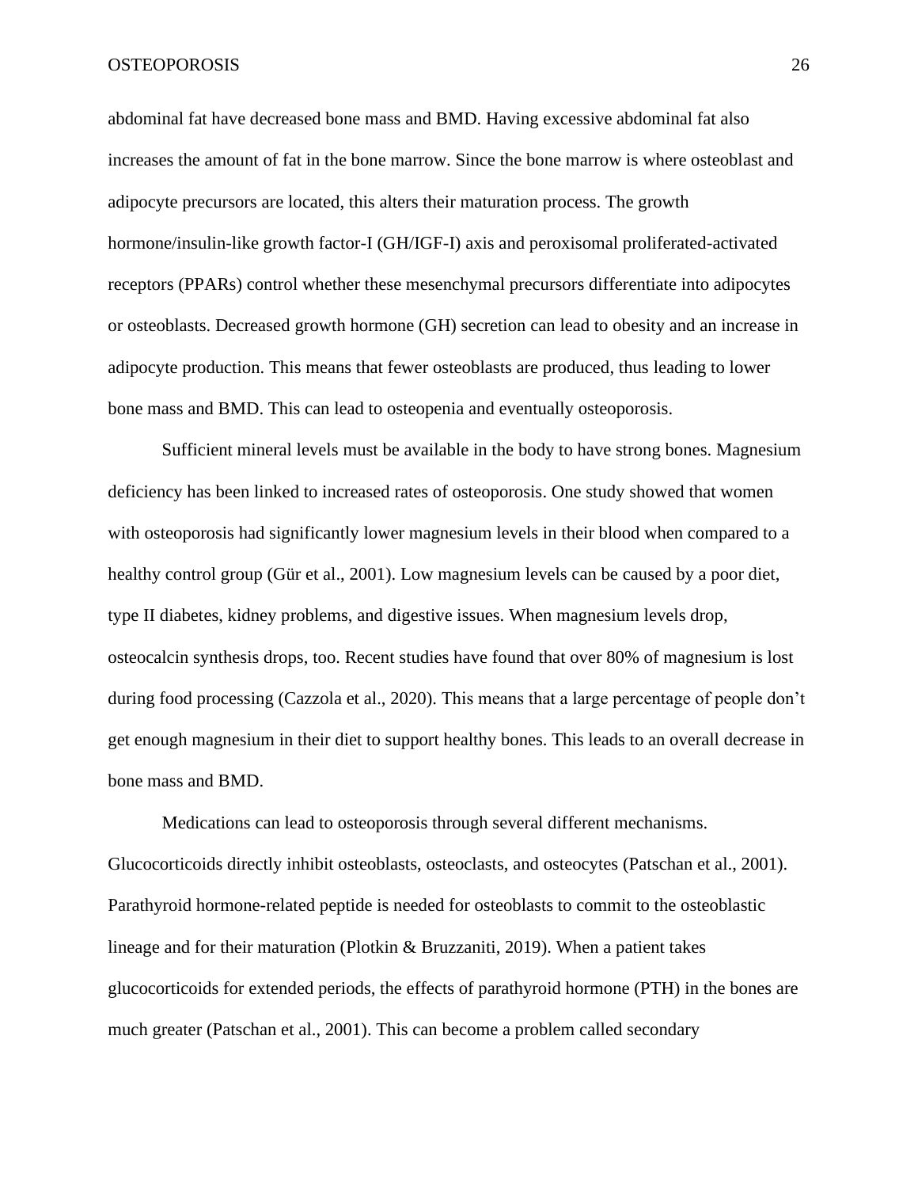abdominal fat have decreased bone mass and BMD. Having excessive abdominal fat also increases the amount of fat in the bone marrow. Since the bone marrow is where osteoblast and adipocyte precursors are located, this alters their maturation process. The growth hormone/insulin-like growth factor-I (GH/IGF-I) axis and peroxisomal proliferated-activated receptors (PPARs) control whether these mesenchymal precursors differentiate into adipocytes or osteoblasts. Decreased growth hormone (GH) secretion can lead to obesity and an increase in adipocyte production. This means that fewer osteoblasts are produced, thus leading to lower bone mass and BMD. This can lead to osteopenia and eventually osteoporosis.

Sufficient mineral levels must be available in the body to have strong bones. Magnesium deficiency has been linked to increased rates of osteoporosis. One study showed that women with osteoporosis had significantly lower magnesium levels in their blood when compared to a healthy control group (Gür et al., 2001). Low magnesium levels can be caused by a poor diet, type II diabetes, kidney problems, and digestive issues. When magnesium levels drop, osteocalcin synthesis drops, too. Recent studies have found that over 80% of magnesium is lost during food processing (Cazzola et al., 2020). This means that a large percentage of people don't get enough magnesium in their diet to support healthy bones. This leads to an overall decrease in bone mass and BMD.

Medications can lead to osteoporosis through several different mechanisms. Glucocorticoids directly inhibit osteoblasts, osteoclasts, and osteocytes (Patschan et al., 2001). Parathyroid hormone-related peptide is needed for osteoblasts to commit to the osteoblastic lineage and for their maturation (Plotkin & Bruzzaniti, 2019). When a patient takes glucocorticoids for extended periods, the effects of parathyroid hormone (PTH) in the bones are much greater (Patschan et al., 2001). This can become a problem called secondary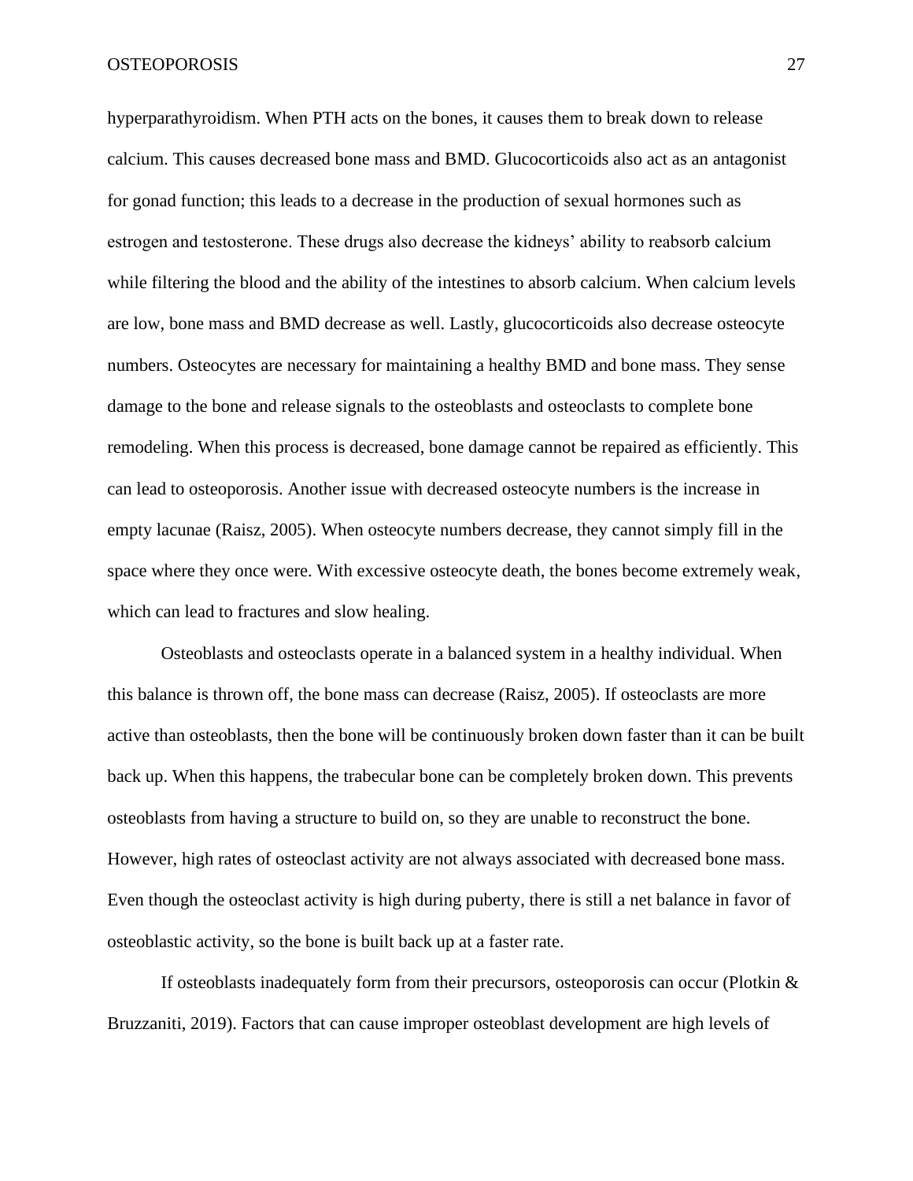hyperparathyroidism. When PTH acts on the bones, it causes them to break down to release calcium. This causes decreased bone mass and BMD. Glucocorticoids also act as an antagonist for gonad function; this leads to a decrease in the production of sexual hormones such as estrogen and testosterone. These drugs also decrease the kidneys' ability to reabsorb calcium while filtering the blood and the ability of the intestines to absorb calcium. When calcium levels are low, bone mass and BMD decrease as well. Lastly, glucocorticoids also decrease osteocyte numbers. Osteocytes are necessary for maintaining a healthy BMD and bone mass. They sense damage to the bone and release signals to the osteoblasts and osteoclasts to complete bone remodeling. When this process is decreased, bone damage cannot be repaired as efficiently. This can lead to osteoporosis. Another issue with decreased osteocyte numbers is the increase in empty lacunae (Raisz, 2005). When osteocyte numbers decrease, they cannot simply fill in the space where they once were. With excessive osteocyte death, the bones become extremely weak, which can lead to fractures and slow healing.

Osteoblasts and osteoclasts operate in a balanced system in a healthy individual. When this balance is thrown off, the bone mass can decrease (Raisz, 2005). If osteoclasts are more active than osteoblasts, then the bone will be continuously broken down faster than it can be built back up. When this happens, the trabecular bone can be completely broken down. This prevents osteoblasts from having a structure to build on, so they are unable to reconstruct the bone. However, high rates of osteoclast activity are not always associated with decreased bone mass. Even though the osteoclast activity is high during puberty, there is still a net balance in favor of osteoblastic activity, so the bone is built back up at a faster rate.

If osteoblasts inadequately form from their precursors, osteoporosis can occur (Plotkin & Bruzzaniti, 2019). Factors that can cause improper osteoblast development are high levels of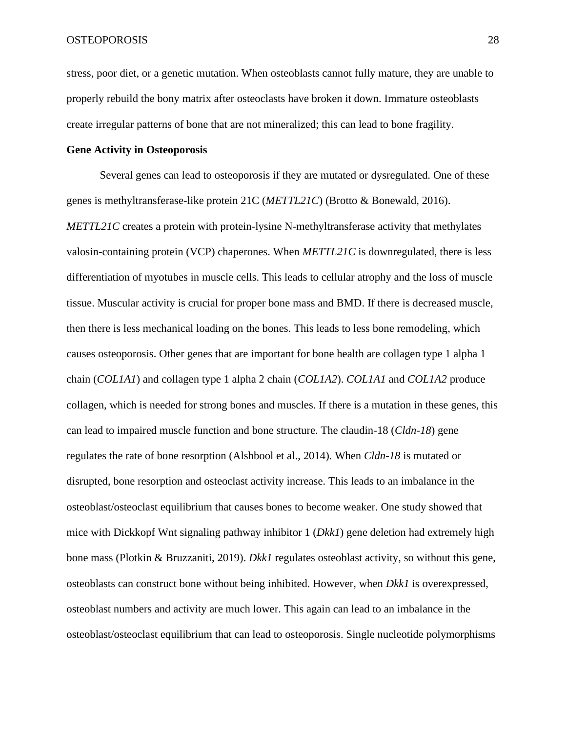stress, poor diet, or a genetic mutation. When osteoblasts cannot fully mature, they are unable to properly rebuild the bony matrix after osteoclasts have broken it down. Immature osteoblasts create irregular patterns of bone that are not mineralized; this can lead to bone fragility.

**Gene Activity in Osteoporosis**

Several genes can lead to osteoporosis if they are mutated or dysregulated. One of these genes is methyltransferase-like protein 21C (*METTL21C*) (Brotto & Bonewald, 2016). *METTL21C* creates a protein with protein-lysine N-methyltransferase activity that methylates valosin-containing protein (VCP) chaperones. When *METTL21C* is downregulated, there is less differentiation of myotubes in muscle cells. This leads to cellular atrophy and the loss of muscle tissue. Muscular activity is crucial for proper bone mass and BMD. If there is decreased muscle, then there is less mechanical loading on the bones. This leads to less bone remodeling, which causes osteoporosis. Other genes that are important for bone health are collagen type 1 alpha 1 chain (*COL1A1*) and collagen type 1 alpha 2 chain (*COL1A2*). *COL1A1* and *COL1A2* produce collagen, which is needed for strong bones and muscles. If there is a mutation in these genes, this can lead to impaired muscle function and bone structure. The claudin-18 (*Cldn-18*) gene regulates the rate of bone resorption (Alshbool et al., 2014). When *Cldn-18* is mutated or disrupted, bone resorption and osteoclast activity increase. This leads to an imbalance in the osteoblast/osteoclast equilibrium that causes bones to become weaker. One study showed that mice with Dickkopf Wnt signaling pathway inhibitor 1 (*Dkk1*) gene deletion had extremely high bone mass (Plotkin & Bruzzaniti, 2019). *Dkk1* regulates osteoblast activity, so without this gene, osteoblasts can construct bone without being inhibited. However, when *Dkk1* is overexpressed, osteoblast numbers and activity are much lower. This again can lead to an imbalance in the osteoblast/osteoclast equilibrium that can lead to osteoporosis. Single nucleotide polymorphisms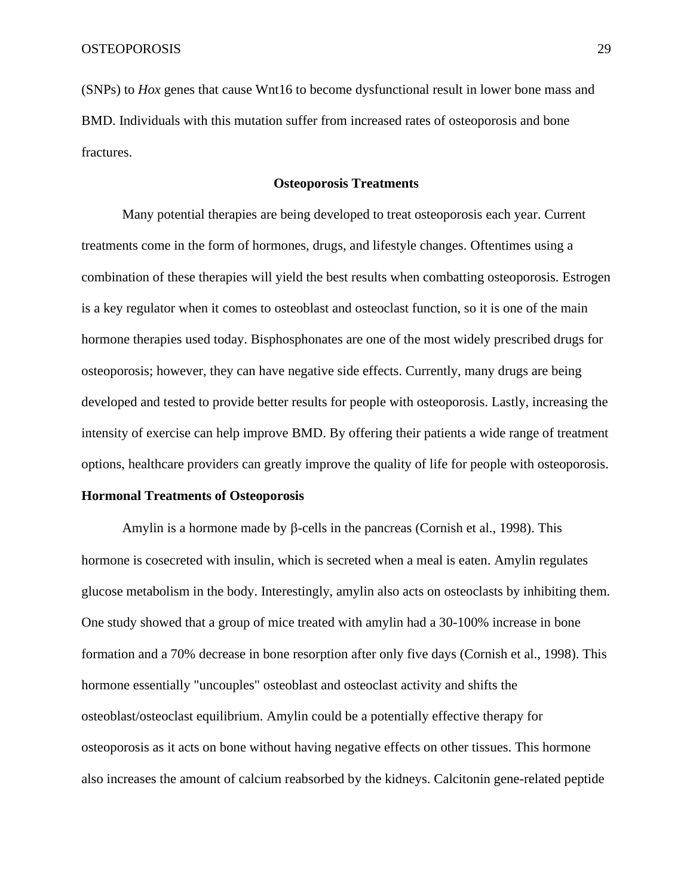(SNPs) to *Hox* genes that cause Wnt16 to become dysfunctional result in lower bone mass and BMD. Individuals with this mutation suffer from increased rates of osteoporosis and bone fractures.

## Osteoporosis Treatments

Many potential therapies are being developed to treat osteoporosis each year. Current treatments come in the form of hormones, drugs, and lifestyle changes. Oftentimes using a combination of these therapies will yield the best results when combatting osteoporosis. Estrogen is a key regulator when it comes to osteoblast and osteoclast function, so it is one of the main hormone therapies used today. Bisphosphonates are one of the most widely prescribed drugs for osteoporosis; however, they can have negative side effects. Currently, many drugs are being developed and tested to provide better results for people with osteoporosis. Lastly, increasing the intensity of exercise can help improve BMD. By offering their patients a wide range of treatment options, healthcare providers can greatly improve the quality of life for people with osteoporosis.

### Hormonal Treatments of Osteoporosis

Amylin is a hormone made by β-cells in the pancreas (Cornish et al., 1998). This hormone is cosecreted with insulin, which is secreted when a meal is eaten. Amylin regulates glucose metabolism in the body. Interestingly, amylin also acts on osteoclasts by inhibiting them. One study showed that a group of mice treated with amylin had a 30-100% increase in bone formation and a 70% decrease in bone resorption after only five days (Cornish et al., 1998). This hormone essentially "uncouples" osteoblast and osteoclast activity and shifts the osteoblast/osteoclast equilibrium. Amylin could be a potentially effective therapy for osteoporosis as it acts on bone without having negative effects on other tissues. This hormone also increases the amount of calcium reabsorbed by the kidneys. Calcitonin gene-related peptide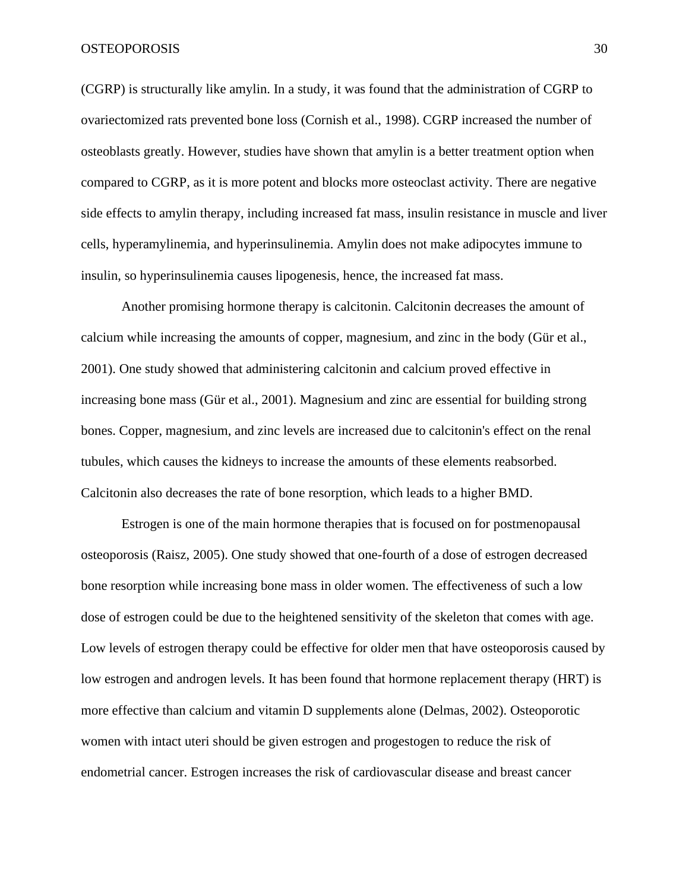(CGRP) is structurally like amylin. In a study, it was found that the administration of CGRP to ovariectomized rats prevented bone loss (Cornish et al., 1998). CGRP increased the number of osteoblasts greatly. However, studies have shown that amylin is a better treatment option when compared to CGRP, as it is more potent and blocks more osteoclast activity. There are negative side effects to amylin therapy, including increased fat mass, insulin resistance in muscle and liver cells, hyperamylinemia, and hyperinsulinemia. Amylin does not make adipocytes immune to insulin, so hyperinsulinemia causes lipogenesis, hence, the increased fat mass.

Another promising hormone therapy is calcitonin. Calcitonin decreases the amount of calcium while increasing the amounts of copper, magnesium, and zinc in the body (Gür et al., 2001). One study showed that administering calcitonin and calcium proved effective in increasing bone mass (Gür et al., 2001). Magnesium and zinc are essential for building strong bones. Copper, magnesium, and zinc levels are increased due to calcitonin's effect on the renal tubules, which causes the kidneys to increase the amounts of these elements reabsorbed. Calcitonin also decreases the rate of bone resorption, which leads to a higher BMD.

Estrogen is one of the main hormone therapies that is focused on for postmenopausal osteoporosis (Raisz, 2005). One study showed that one-fourth of a dose of estrogen decreased bone resorption while increasing bone mass in older women. The effectiveness of such a low dose of estrogen could be due to the heightened sensitivity of the skeleton that comes with age. Low levels of estrogen therapy could be effective for older men that have osteoporosis caused by low estrogen and androgen levels. It has been found that hormone replacement therapy (HRT) is more effective than calcium and vitamin D supplements alone (Delmas, 2002). Osteoporotic women with intact uteri should be given estrogen and progestogen to reduce the risk of endometrial cancer. Estrogen increases the risk of cardiovascular disease and breast cancer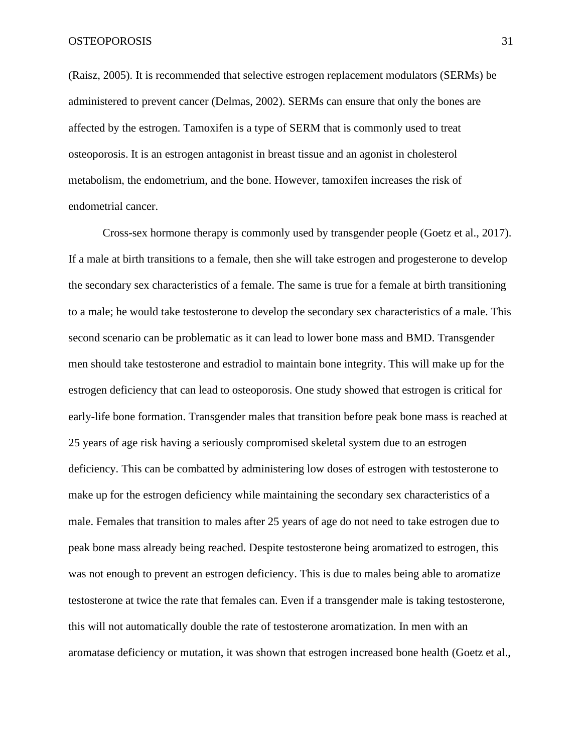(Raisz, 2005). It is recommended that selective estrogen replacement modulators (SERMs) be administered to prevent cancer (Delmas, 2002). SERMs can ensure that only the bones are affected by the estrogen. Tamoxifen is a type of SERM that is commonly used to treat osteoporosis. It is an estrogen antagonist in breast tissue and an agonist in cholesterol metabolism, the endometrium, and the bone. However, tamoxifen increases the risk of endometrial cancer.

Cross-sex hormone therapy is commonly used by transgender people (Goetz et al., 2017). If a male at birth transitions to a female, then she will take estrogen and progesterone to develop the secondary sex characteristics of a female. The same is true for a female at birth transitioning to a male; he would take testosterone to develop the secondary sex characteristics of a male. This second scenario can be problematic as it can lead to lower bone mass and BMD. Transgender men should take testosterone and estradiol to maintain bone integrity. This will make up for the estrogen deficiency that can lead to osteoporosis. One study showed that estrogen is critical for early-life bone formation. Transgender males that transition before peak bone mass is reached at 25 years of age risk having a seriously compromised skeletal system due to an estrogen deficiency. This can be combatted by administering low doses of estrogen with testosterone to make up for the estrogen deficiency while maintaining the secondary sex characteristics of a male. Females that transition to males after 25 years of age do not need to take estrogen due to peak bone mass already being reached. Despite testosterone being aromatized to estrogen, this was not enough to prevent an estrogen deficiency. This is due to males being able to aromatize testosterone at twice the rate that females can. Even if a transgender male is taking testosterone, this will not automatically double the rate of testosterone aromatization. In men with an aromatase deficiency or mutation, it was shown that estrogen increased bone health (Goetz et al.,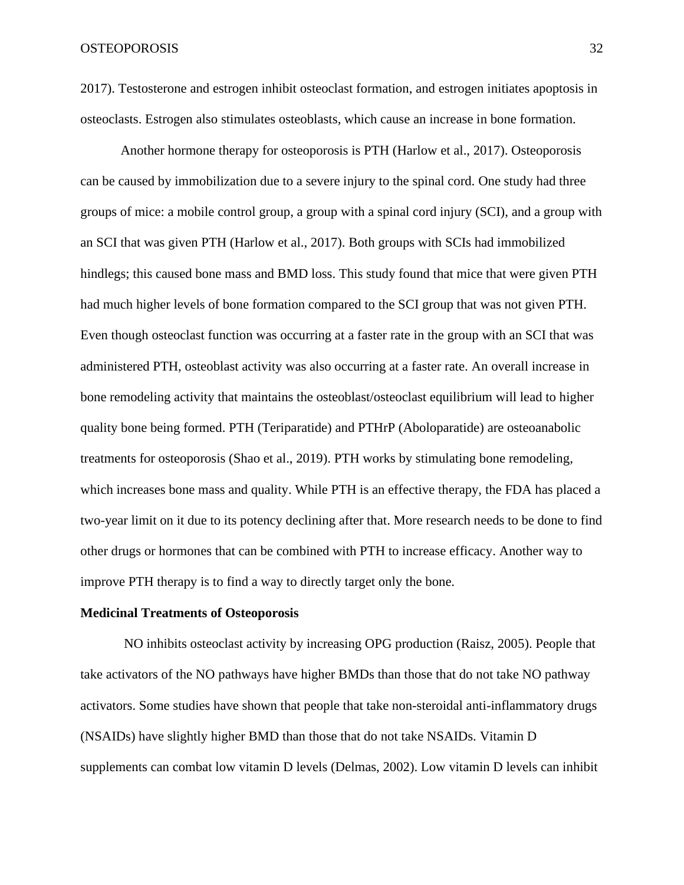2017). Testosterone and estrogen inhibit osteoclast formation, and estrogen initiates apoptosis in osteoclasts. Estrogen also stimulates osteoblasts, which cause an increase in bone formation.

Another hormone therapy for osteoporosis is PTH (Harlow et al., 2017). Osteoporosis can be caused by immobilization due to a severe injury to the spinal cord. One study had three groups of mice: a mobile control group, a group with a spinal cord injury (SCI), and a group with an SCI that was given PTH (Harlow et al., 2017). Both groups with SCIs had immobilized hindlegs; this caused bone mass and BMD loss. This study found that mice that were given PTH had much higher levels of bone formation compared to the SCI group that was not given PTH. Even though osteoclast function was occurring at a faster rate in the group with an SCI that was administered PTH, osteoblast activity was also occurring at a faster rate. An overall increase in bone remodeling activity that maintains the osteoblast/osteoclast equilibrium will lead to higher quality bone being formed. PTH (Teriparatide) and PTHrP (Aboloparatide) are osteoanabolic treatments for osteoporosis (Shao et al., 2019). PTH works by stimulating bone remodeling, which increases bone mass and quality. While PTH is an effective therapy, the FDA has placed a two-year limit on it due to its potency declining after that. More research needs to be done to find other drugs or hormones that can be combined with PTH to increase efficacy. Another way to improve PTH therapy is to find a way to directly target only the bone.

**Medicinal Treatments of Osteoporosis**

NO inhibits osteoclast activity by increasing OPG production (Raisz, 2005). People that take activators of the NO pathways have higher BMDs than those that do not take NO pathway activators. Some studies have shown that people that take non-steroidal anti-inflammatory drugs (NSAIDs) have slightly higher BMD than those that do not take NSAIDs. Vitamin D supplements can combat low vitamin D levels (Delmas, 2002). Low vitamin D levels can inhibit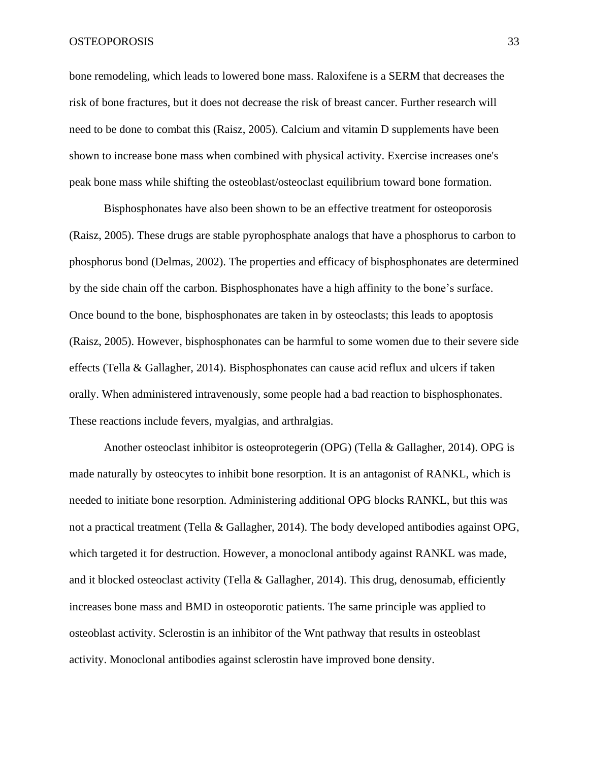bone remodeling, which leads to lowered bone mass. Raloxifene is a SERM that decreases the risk of bone fractures, but it does not decrease the risk of breast cancer. Further research will need to be done to combat this (Raisz, 2005). Calcium and vitamin D supplements have been shown to increase bone mass when combined with physical activity. Exercise increases one's peak bone mass while shifting the osteoblast/osteoclast equilibrium toward bone formation.

Bisphosphonates have also been shown to be an effective treatment for osteoporosis (Raisz, 2005). These drugs are stable pyrophosphate analogs that have a phosphorus to carbon to phosphorus bond (Delmas, 2002). The properties and efficacy of bisphosphonates are determined by the side chain off the carbon. Bisphosphonates have a high affinity to the bone's surface. Once bound to the bone, bisphosphonates are taken in by osteoclasts; this leads to apoptosis (Raisz, 2005). However, bisphosphonates can be harmful to some women due to their severe side effects (Tella & Gallagher, 2014). Bisphosphonates can cause acid reflux and ulcers if taken orally. When administered intravenously, some people had a bad reaction to bisphosphonates. These reactions include fevers, myalgias, and arthralgias.

Another osteoclast inhibitor is osteoprotegerin (OPG) (Tella & Gallagher, 2014). OPG is made naturally by osteocytes to inhibit bone resorption. It is an antagonist of RANKL, which is needed to initiate bone resorption. Administering additional OPG blocks RANKL, but this was not a practical treatment (Tella & Gallagher, 2014). The body developed antibodies against OPG, which targeted it for destruction. However, a monoclonal antibody against RANKL was made, and it blocked osteoclast activity (Tella & Gallagher, 2014). This drug, denosumab, efficiently increases bone mass and BMD in osteoporotic patients. The same principle was applied to osteoblast activity. Sclerostin is an inhibitor of the Wnt pathway that results in osteoblast activity. Monoclonal antibodies against sclerostin have improved bone density.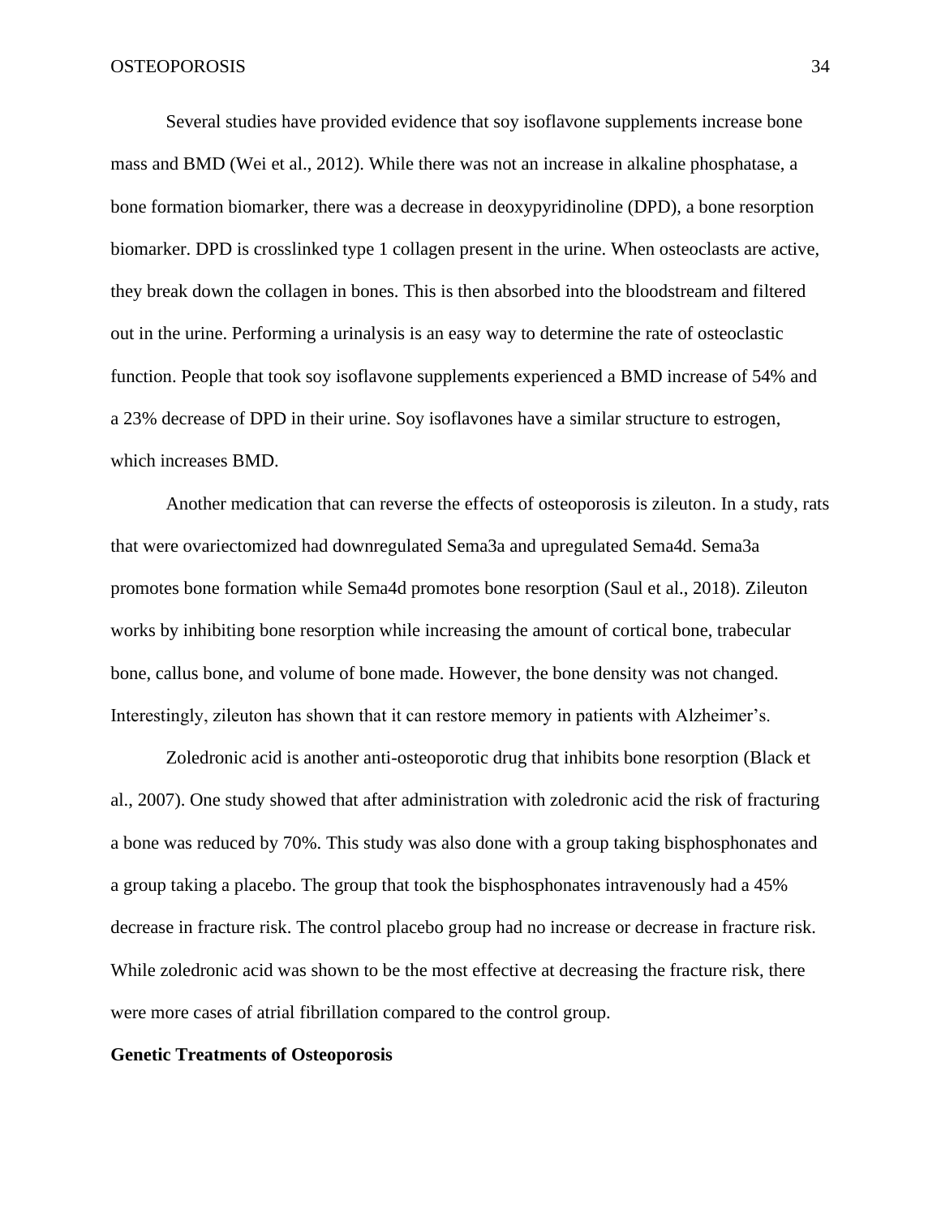Several studies have provided evidence that soy isoflavone supplements increase bone mass and BMD (Wei et al., 2012). While there was not an increase in alkaline phosphatase, a bone formation biomarker, there was a decrease in deoxypyridinoline (DPD), a bone resorption biomarker. DPD is crosslinked type 1 collagen present in the urine. When osteoclasts are active, they break down the collagen in bones. This is then absorbed into the bloodstream and filtered out in the urine. Performing a urinalysis is an easy way to determine the rate of osteoclastic function. People that took soy isoflavone supplements experienced a BMD increase of 54% and a 23% decrease of DPD in their urine. Soy isoflavones have a similar structure to estrogen, which increases BMD.

Another medication that can reverse the effects of osteoporosis is zileuton. In a study, rats that were ovariectomized had downregulated Sema3a and upregulated Sema4d. Sema3a promotes bone formation while Sema4d promotes bone resorption (Saul et al., 2018). Zileuton works by inhibiting bone resorption while increasing the amount of cortical bone, trabecular bone, callus bone, and volume of bone made. However, the bone density was not changed. Interestingly, zileuton has shown that it can restore memory in patients with Alzheimer's.

Zoledronic acid is another anti-osteoporotic drug that inhibits bone resorption (Black et al., 2007). One study showed that after administration with zoledronic acid the risk of fracturing a bone was reduced by 70%. This study was also done with a group taking bisphosphonates and a group taking a placebo. The group that took the bisphosphonates intravenously had a 45% decrease in fracture risk. The control placebo group had no increase or decrease in fracture risk. While zoledronic acid was shown to be the most effective at decreasing the fracture risk, there were more cases of atrial fibrillation compared to the control group.

**Genetic Treatments of Osteoporosis**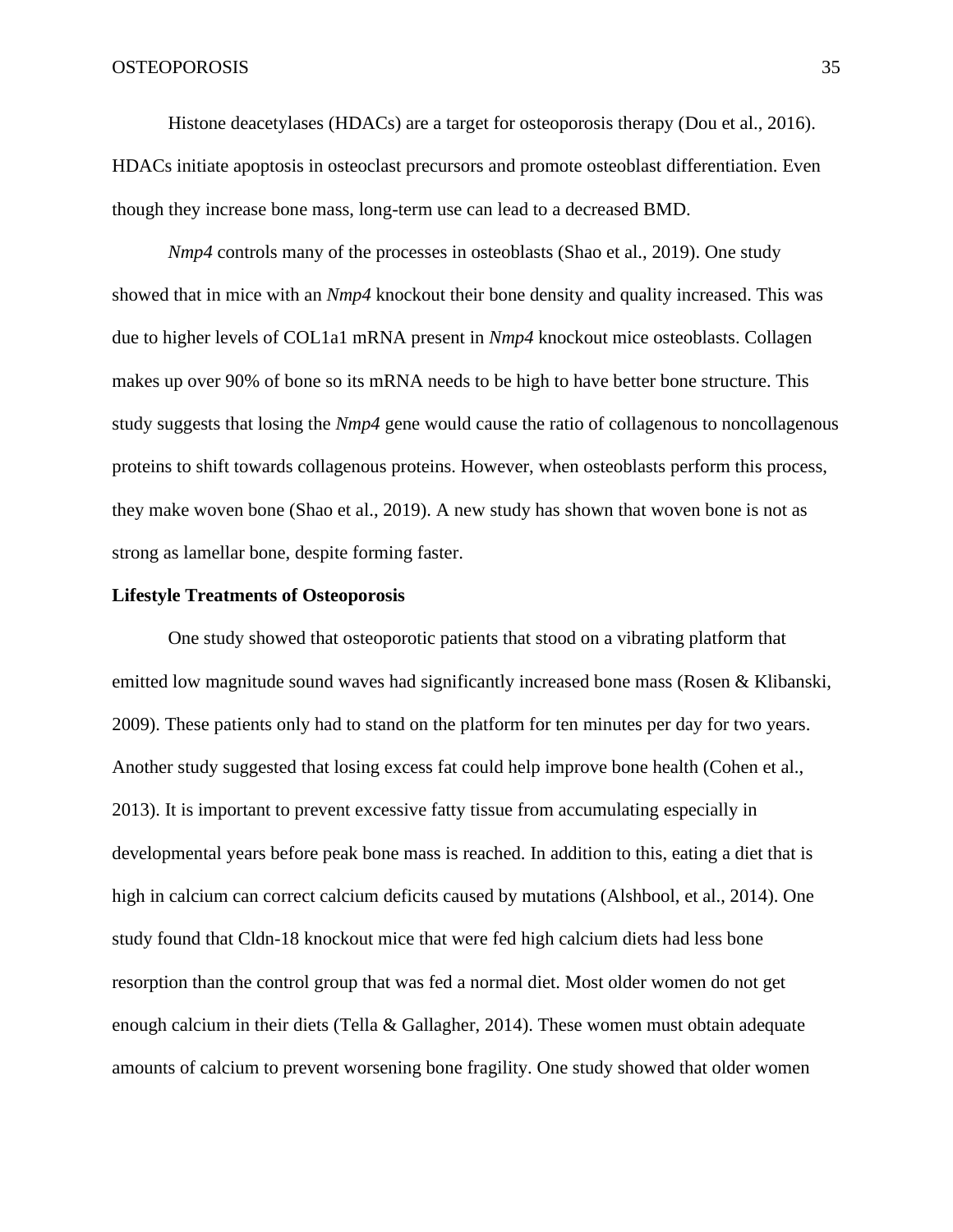Histone deacetylases (HDACs) are a target for osteoporosis therapy (Dou et al., 2016). HDACs initiate apoptosis in osteoclast precursors and promote osteoblast differentiation. Even though they increase bone mass, long-term use can lead to a decreased BMD.

*Nmp4* controls many of the processes in osteoblasts (Shao et al., 2019). One study showed that in mice with an *Nmp4* knockout their bone density and quality increased. This was due to higher levels of COL1a1 mRNA present in *Nmp4* knockout mice osteoblasts. Collagen makes up over 90% of bone so its mRNA needs to be high to have better bone structure. This study suggests that losing the *Nmp4* gene would cause the ratio of collagenous to noncollagenous proteins to shift towards collagenous proteins. However, when osteoblasts perform this process, they make woven bone (Shao et al., 2019). A new study has shown that woven bone is not as strong as lamellar bone, despite forming faster.

**Lifestyle Treatments of Osteoporosis**

One study showed that osteoporotic patients that stood on a vibrating platform that emitted low magnitude sound waves had significantly increased bone mass (Rosen & Klibanski, 2009). These patients only had to stand on the platform for ten minutes per day for two years. Another study suggested that losing excess fat could help improve bone health (Cohen et al., 2013). It is important to prevent excessive fatty tissue from accumulating especially in developmental years before peak bone mass is reached. In addition to this, eating a diet that is high in calcium can correct calcium deficits caused by mutations (Alshbool, et al., 2014). One study found that Cldn-18 knockout mice that were fed high calcium diets had less bone resorption than the control group that was fed a normal diet. Most older women do not get enough calcium in their diets (Tella & Gallagher, 2014). These women must obtain adequate amounts of calcium to prevent worsening bone fragility. One study showed that older women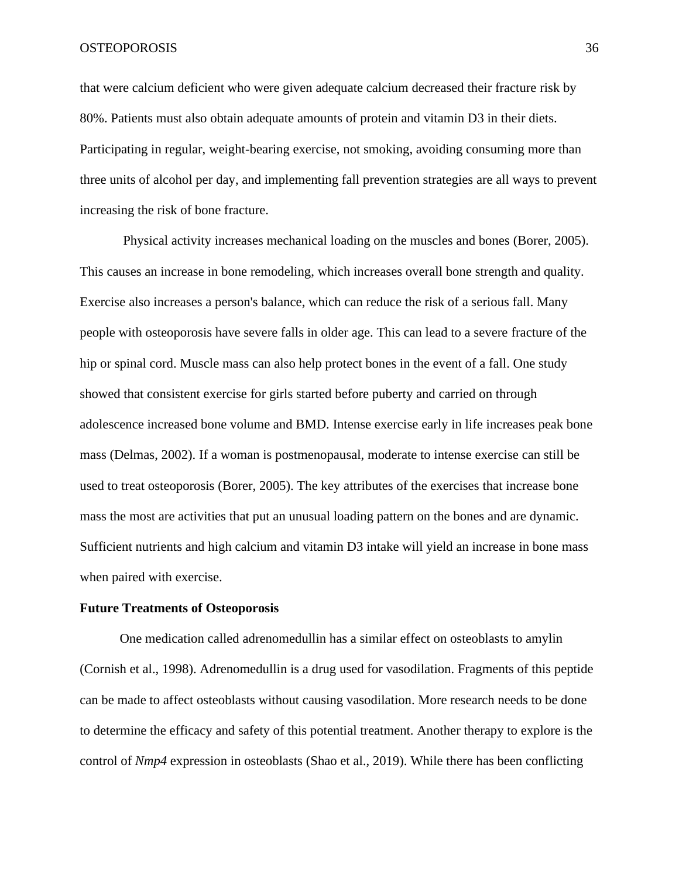that were calcium deficient who were given adequate calcium decreased their fracture risk by 80%. Patients must also obtain adequate amounts of protein and vitamin D3 in their diets. Participating in regular, weight-bearing exercise, not smoking, avoiding consuming more than three units of alcohol per day, and implementing fall prevention strategies are all ways to prevent increasing the risk of bone fracture.

Physical activity increases mechanical loading on the muscles and bones (Borer, 2005). This causes an increase in bone remodeling, which increases overall bone strength and quality. Exercise also increases a person's balance, which can reduce the risk of a serious fall. Many people with osteoporosis have severe falls in older age. This can lead to a severe fracture of the hip or spinal cord. Muscle mass can also help protect bones in the event of a fall. One study showed that consistent exercise for girls started before puberty and carried on through adolescence increased bone volume and BMD. Intense exercise early in life increases peak bone mass (Delmas, 2002). If a woman is postmenopausal, moderate to intense exercise can still be used to treat osteoporosis (Borer, 2005). The key attributes of the exercises that increase bone mass the most are activities that put an unusual loading pattern on the bones and are dynamic. Sufficient nutrients and high calcium and vitamin D3 intake will yield an increase in bone mass when paired with exercise.

**Future Treatments of Osteoporosis**

One medication called adrenomedullin has a similar effect on osteoblasts to amylin (Cornish et al., 1998). Adrenomedullin is a drug used for vasodilation. Fragments of this peptide can be made to affect osteoblasts without causing vasodilation. More research needs to be done to determine the efficacy and safety of this potential treatment. Another therapy to explore is the control of *Nmp4* expression in osteoblasts (Shao et al., 2019). While there has been conflicting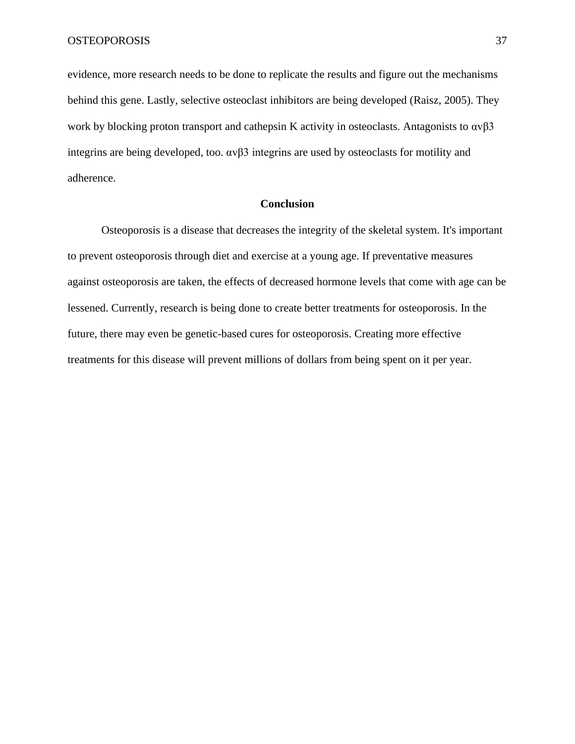evidence, more research needs to be done to replicate the results and figure out the mechanisms behind this gene. Lastly, selective osteoclast inhibitors are being developed (Raisz, 2005). They work by blocking proton transport and cathepsin K activity in osteoclasts. Antagonists to $\alpha v\beta 3$ integrins are being developed, too. $\alpha v\beta 3$ integrins are used by osteoclasts for motility and adherence.

## Conclusion

Osteoporosis is a disease that decreases the integrity of the skeletal system. It's important to prevent osteoporosis through diet and exercise at a young age. If preventative measures against osteoporosis are taken, the effects of decreased hormone levels that come with age can be lessened. Currently, research is being done to create better treatments for osteoporosis. In the future, there may even be genetic-based cures for osteoporosis. Creating more effective treatments for this disease will prevent millions of dollars from being spent on it per year.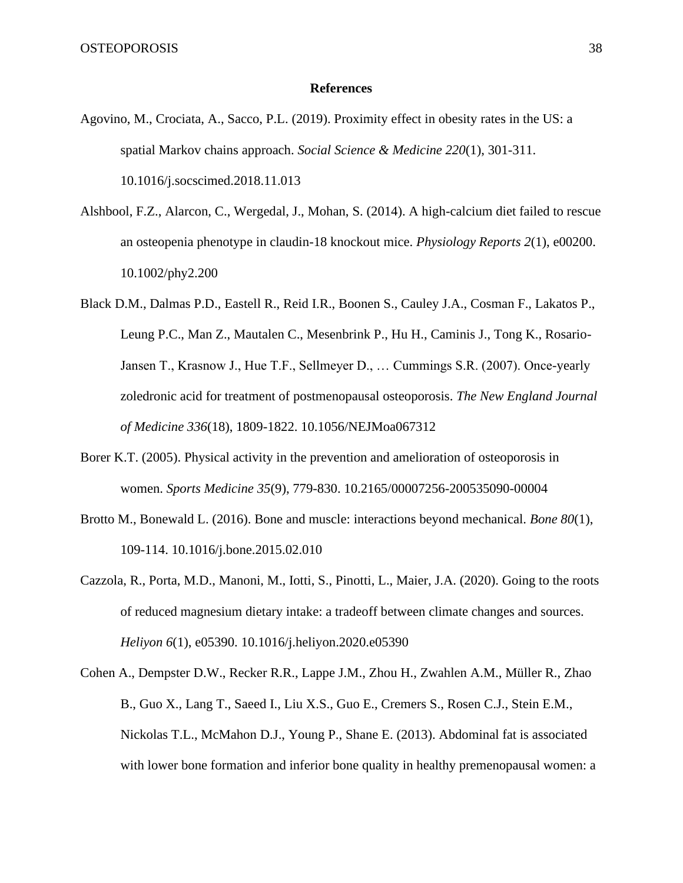**References**

Agovino, M., Crociata, A., Sacco, P.L. (2019). Proximity effect in obesity rates in the US: a spatial Markov chains approach. *Social Science & Medicine 220*(1), 301-311. 10.1016/j.socscimed.2018.11.013

Alshbool, F.Z., Alarcon, C., Wergedal, J., Mohan, S. (2014). A high-calcium diet failed to rescue an osteopenia phenotype in claudin-18 knockout mice. *Physiology Reports 2*(1), e00200. 10.1002/phy2.200

Black D.M., Dalmas P.D., Eastell R., Reid I.R., Boonen S., Cauley J.A., Cosman F., Lakatos P., Leung P.C., Man Z., Mautalen C., Mesenbrink P., Hu H., Caminis J., Tong K., Rosario-Jansen T., Krasnow J., Hue T.F., Sellmeyer D., … Cummings S.R. (2007). Once-yearly zoledronic acid for treatment of postmenopausal osteoporosis. *The New England Journal of Medicine 336*(18), 1809-1822. 10.1056/NEJMoa067312

Borer K.T. (2005). Physical activity in the prevention and amelioration of osteoporosis in women. *Sports Medicine 35*(9), 779-830. 10.2165/00007256-200535090-00004

Brotto M., Bonewald L. (2016). Bone and muscle: interactions beyond mechanical. *Bone 80*(1), 109-114. 10.1016/j.bone.2015.02.010

Cazzola, R., Porta, M.D., Manoni, M., Iotti, S., Pinotti, L., Maier, J.A. (2020). Going to the roots of reduced magnesium dietary intake: a tradeoff between climate changes and sources. *Heliyon 6*(1), e05390. 10.1016/j.heliyon.2020.e05390

Cohen A., Dempster D.W., Recker R.R., Lappe J.M., Zhou H., Zwahlen A.M., Müller R., Zhao B., Guo X., Lang T., Saeed I., Liu X.S., Guo E., Cremers S., Rosen C.J., Stein E.M., Nickolas T.L., McMahon D.J., Young P., Shane E. (2013). Abdominal fat is associated with lower bone formation and inferior bone quality in healthy premenopausal women: a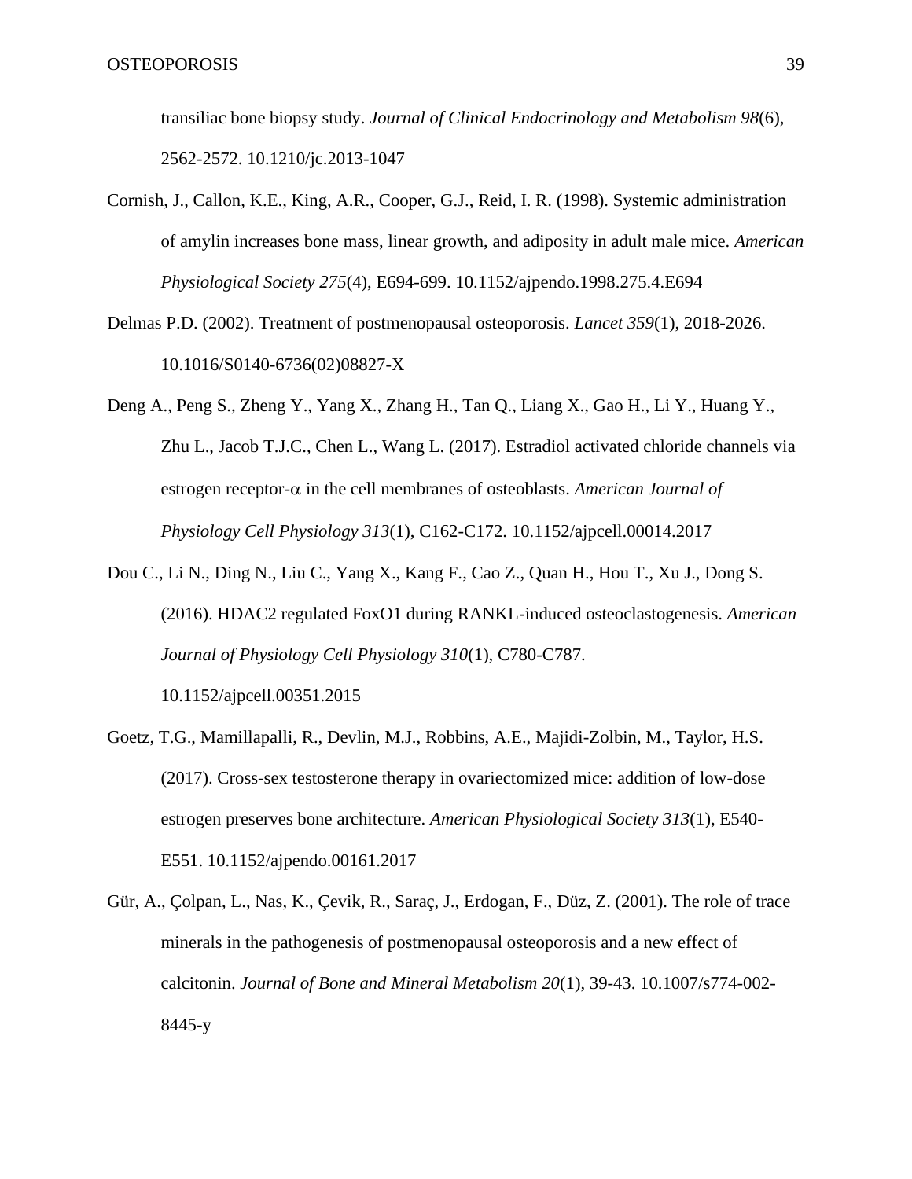transiliac bone biopsy study. *Journal of Clinical Endocrinology and Metabolism 98*(6), 2562-2572. 10.1210/jc.2013-1047

Cornish, J., Callon, K.E., King, A.R., Cooper, G.J., Reid, I. R. (1998). Systemic administration of amylin increases bone mass, linear growth, and adiposity in adult male mice. *American Physiological Society 275*(4), E694-699. 10.1152/ajpendo.1998.275.4.E694

Delmas P.D. (2002). Treatment of postmenopausal osteoporosis. *Lancet 359*(1), 2018-2026. 10.1016/S0140-6736(02)08827-X

Deng A., Peng S., Zheng Y., Yang X., Zhang H., Tan Q., Liang X., Gao H., Li Y., Huang Y., Zhu L., Jacob T.J.C., Chen L., Wang L. (2017). Estradiol activated chloride channels via estrogen receptor-$\alpha$ in the cell membranes of osteoblasts. *American Journal of Physiology Cell Physiology 313*(1), C162-C172. 10.1152/ajpcell.00014.2017

Dou C., Li N., Ding N., Liu C., Yang X., Kang F., Cao Z., Quan H., Hou T., Xu J., Dong S. (2016). HDAC2 regulated FoxO1 during RANKL-induced osteoclastogenesis. *American Journal of Physiology Cell Physiology 310*(1), C780-C787. 10.1152/ajpcell.00351.2015

Goetz, T.G., Mamillapalli, R., Devlin, M.J., Robbins, A.E., Majidi-Zolbin, M., Taylor, H.S. (2017). Cross-sex testosterone therapy in ovariectomized mice: addition of low-dose estrogen preserves bone architecture. *American Physiological Society 313*(1), E540-E551. 10.1152/ajpendo.00161.2017

Gür, A., Çolpan, L., Nas, K., Çevik, R., Saraç, J., Erdogan, F., Düz, Z. (2001). The role of trace minerals in the pathogenesis of postmenopausal osteoporosis and a new effect of calcitonin. *Journal of Bone and Mineral Metabolism 20*(1), 39-43. 10.1007/s774-002-8445-y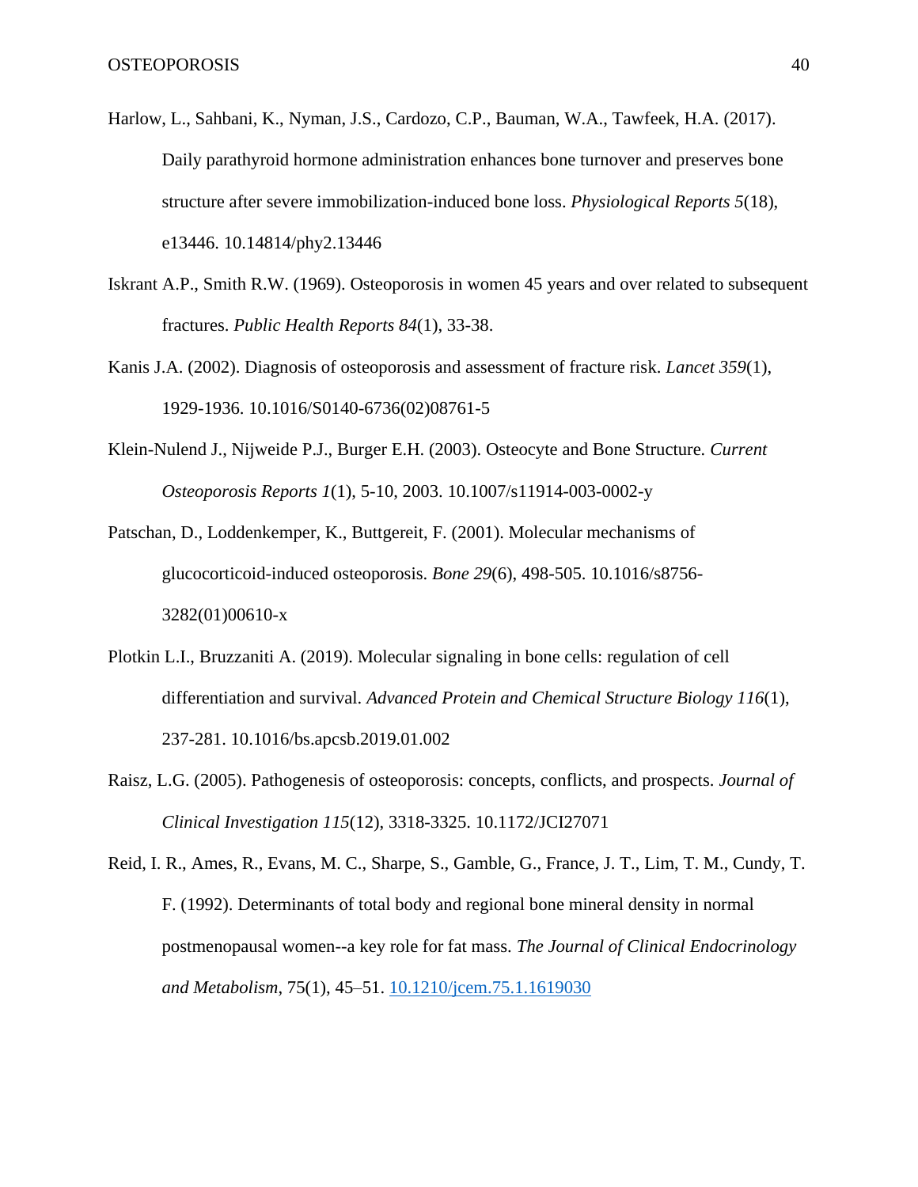Harlow, L., Sahbani, K., Nyman, J.S., Cardozo, C.P., Bauman, W.A., Tawfeek, H.A. (2017). Daily parathyroid hormone administration enhances bone turnover and preserves bone structure after severe immobilization-induced bone loss. *Physiological Reports 5*(18), e13446. 10.14814/phy2.13446

Iskrant A.P., Smith R.W. (1969). Osteoporosis in women 45 years and over related to subsequent fractures. *Public Health Reports 84*(1), 33-38.

Kanis J.A. (2002). Diagnosis of osteoporosis and assessment of fracture risk. *Lancet 359*(1), 1929-1936. 10.1016/S0140-6736(02)08761-5

Klein-Nulend J., Nijweide P.J., Burger E.H. (2003). Osteocyte and Bone Structure. *Current Osteoporosis Reports 1*(1), 5-10, 2003. 10.1007/s11914-003-0002-y

Patschan, D., Loddenkemper, K., Buttgereit, F. (2001). Molecular mechanisms of glucocorticoid-induced osteoporosis. *Bone 29*(6), 498-505. 10.1016/s8756-3282(01)00610-x

Plotkin L.I., Bruzzaniti A. (2019). Molecular signaling in bone cells: regulation of cell differentiation and survival. *Advanced Protein and Chemical Structure Biology 116*(1), 237-281. 10.1016/bs.apcsb.2019.01.002

Raisz, L.G. (2005). Pathogenesis of osteoporosis: concepts, conflicts, and prospects. *Journal of Clinical Investigation 115*(12), 3318-3325. 10.1172/JCI27071

Reid, I. R., Ames, R., Evans, M. C., Sharpe, S., Gamble, G., France, J. T., Lim, T. M., Cundy, T. F. (1992). Determinants of total body and regional bone mineral density in normal postmenopausal women--a key role for fat mass. *The Journal of Clinical Endocrinology and Metabolism*, 75(1), 45–51. [10.1210/jcem.75.1.1619030](https://doi.org/10.1210/jcem.75.1.1619030)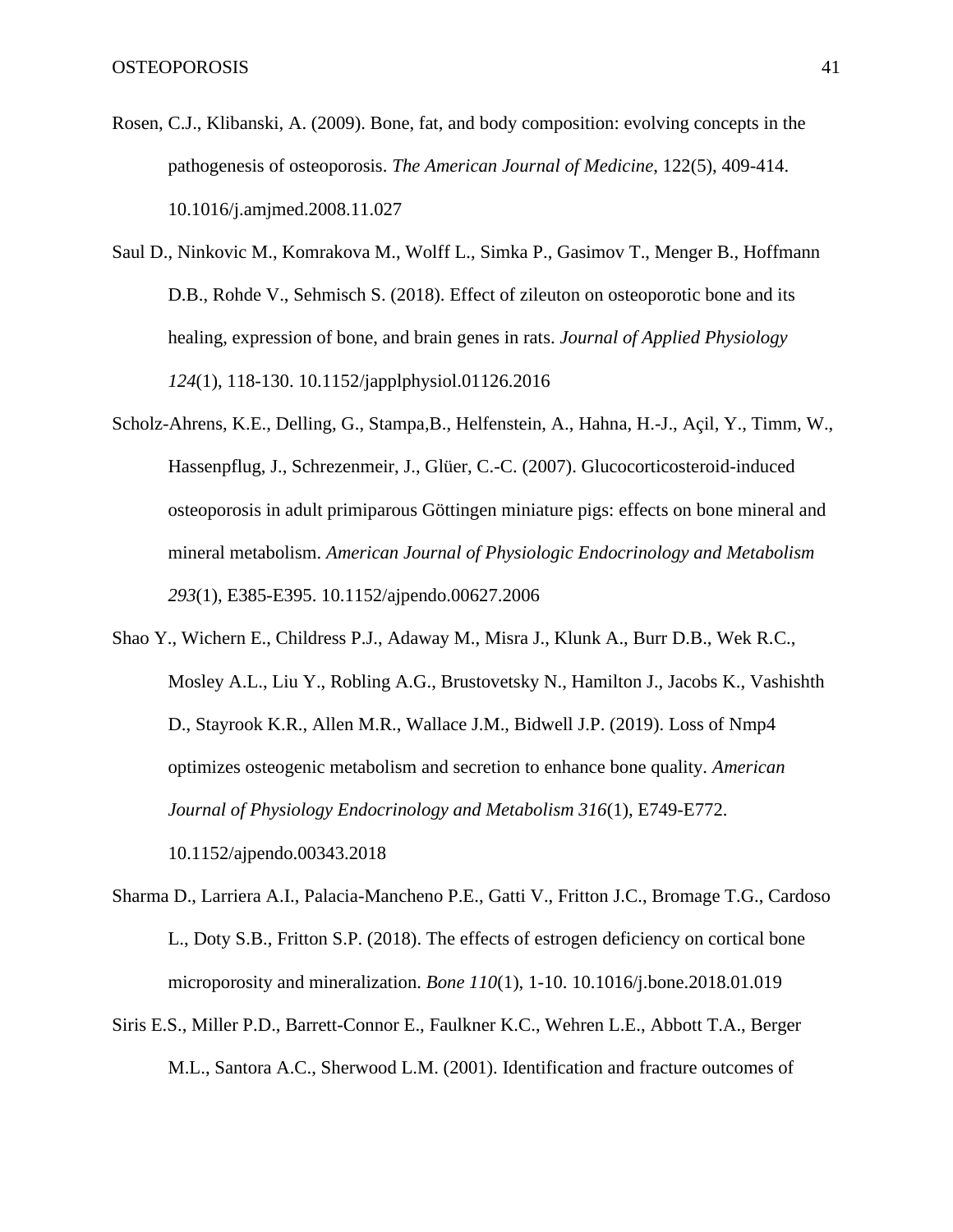Rosen, C.J., Klibanski, A. (2009). Bone, fat, and body composition: evolving concepts in the pathogenesis of osteoporosis. *The American Journal of Medicine*, 122(5), 409-414. 10.1016/j.amjmed.2008.11.027

Saul D., Ninkovic M., Komrakova M., Wolff L., Simka P., Gasimov T., Menger B., Hoffmann D.B., Rohde V., Sehmisch S. (2018). Effect of zileuton on osteoporotic bone and its healing, expression of bone, and brain genes in rats. *Journal of Applied Physiology 124*(1), 118-130. 10.1152/japplphysiol.01126.2016

Scholz-Ahrens, K.E., Delling, G., Stampa,B., Helfenstein, A., Hahna, H.-J., Açil, Y., Timm, W., Hassenpflug, J., Schrezenmeir, J., Glüer, C.-C. (2007). Glucocorticosteroid-induced osteoporosis in adult primiparous Göttingen miniature pigs: effects on bone mineral and mineral metabolism. *American Journal of Physiologic Endocrinology and Metabolism 293*(1), E385-E395. 10.1152/ajpendo.00627.2006

Shao Y., Wichern E., Childress P.J., Adaway M., Misra J., Klunk A., Burr D.B., Wek R.C., Mosley A.L., Liu Y., Robling A.G., Brustovetsky N., Hamilton J., Jacobs K., Vashishth D., Stayrook K.R., Allen M.R., Wallace J.M., Bidwell J.P. (2019). Loss of Nmp4 optimizes osteogenic metabolism and secretion to enhance bone quality. *American Journal of Physiology Endocrinology and Metabolism 316*(1), E749-E772. 10.1152/ajpendo.00343.2018

Sharma D., Larriera A.I., Palacia-Mancheno P.E., Gatti V., Fritton J.C., Bromage T.G., Cardoso L., Doty S.B., Fritton S.P. (2018). The effects of estrogen deficiency on cortical bone microporosity and mineralization. *Bone 110*(1), 1-10. 10.1016/j.bone.2018.01.019

Siris E.S., Miller P.D., Barrett-Connor E., Faulkner K.C., Wehren L.E., Abbott T.A., Berger M.L., Santora A.C., Sherwood L.M. (2001). Identification and fracture outcomes of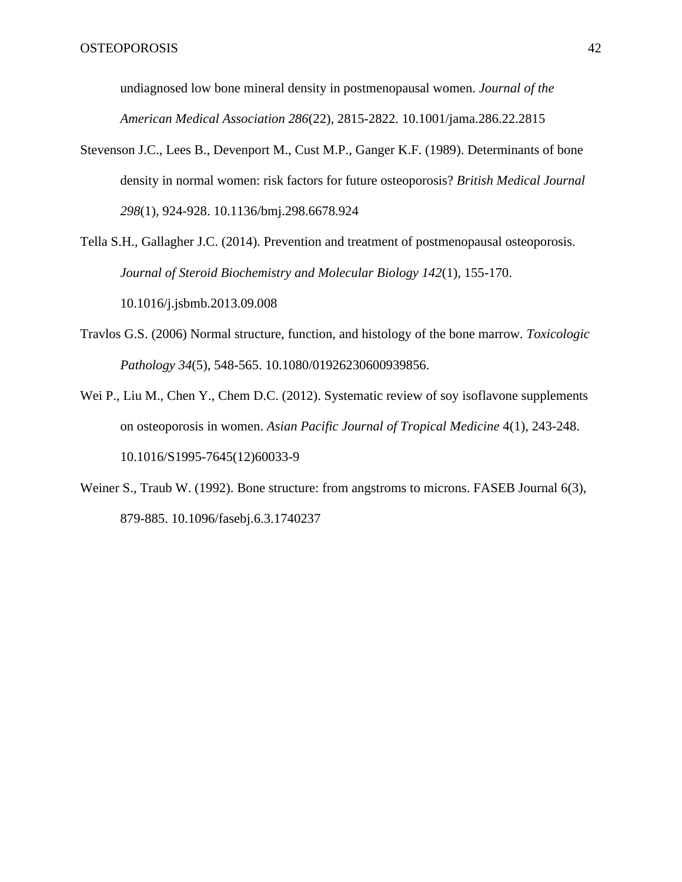undiagnosed low bone mineral density in postmenopausal women. *Journal of the American Medical Association 286*(22), 2815-2822. 10.1001/jama.286.22.2815

Stevenson J.C., Lees B., Devenport M., Cust M.P., Ganger K.F. (1989). Determinants of bone density in normal women: risk factors for future osteoporosis? *British Medical Journal 298*(1), 924-928. 10.1136/bmj.298.6678.924

Tella S.H., Gallagher J.C. (2014). Prevention and treatment of postmenopausal osteoporosis. *Journal of Steroid Biochemistry and Molecular Biology 142*(1), 155-170. 10.1016/j.jsbmb.2013.09.008

Travlos G.S. (2006) Normal structure, function, and histology of the bone marrow. *Toxicologic Pathology 34*(5), 548-565. 10.1080/01926230600939856.

Wei P., Liu M., Chen Y., Chem D.C. (2012). Systematic review of soy isoflavone supplements on osteoporosis in women. *Asian Pacific Journal of Tropical Medicine* 4(1), 243-248. 10.1016/S1995-7645(12)60033-9

Weiner S., Traub W. (1992). Bone structure: from angstroms to microns. FASEB Journal 6(3), 879-885. 10.1096/fasebj.6.3.1740237